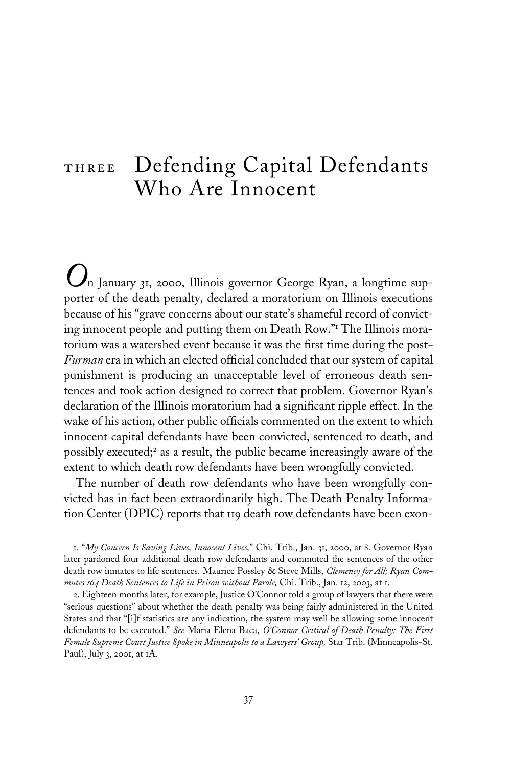# THREE Defending Capital Defendants Who Are Innocent

On January 31, 2000, Illinois governor George Ryan, a longtime supporter of the death penalty, declared a moratorium on Illinois executions because of his "grave concerns about our state's shameful record of convicting innocent people and putting them on Death Row."[1] The Illinois moratorium was a watershed event because it was the first time during the post-*Furman* era in which an elected official concluded that our system of capital punishment is producing an unacceptable level of erroneous death sentences and took action designed to correct that problem. Governor Ryan's declaration of the Illinois moratorium had a significant ripple effect. In the wake of his action, other public officials commented on the extent to which innocent capital defendants have been convicted, sentenced to death, and possibly executed;[2] as a result, the public became increasingly aware of the extent to which death row defendants have been wrongfully convicted.

The number of death row defendants who have been wrongfully convicted has in fact been extraordinarily high. The Death Penalty Information Center (DPIC) reports that 119 death row defendants have been exon-

1. "*My Concern Is Saving Lives, Innocent Lives,*" Chi. Trib., Jan. 31, 2000, at 8. Governor Ryan later pardoned four additional death row defendants and commuted the sentences of the other death row inmates to life sentences. Maurice Possley & Steve Mills, *Clemency for All; Ryan Commutes 164 Death Sentences to Life in Prison without Parole,* Chi. Trib., Jan. 12, 2003, at 1.

2. Eighteen months later, for example, Justice O'Connor told a group of lawyers that there were "serious questions" about whether the death penalty was being fairly administered in the United States and that "[i]f statistics are any indication, the system may well be allowing some innocent defendants to be executed." *See* Maria Elena Baca, *O'Connor Critical of Death Penalty: The First Female Supreme Court Justice Spoke in Minneapolis to a Lawyers' Group,* Star Trib. (Minneapolis-St. Paul), July 3, 2001, at 1A.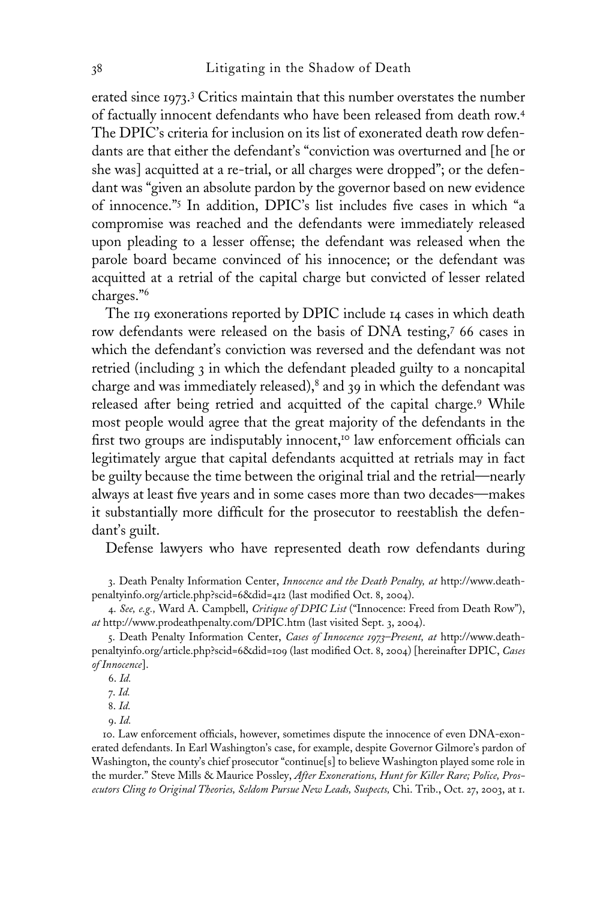erated since 1973.[3] Critics maintain that this number overstates the number of factually innocent defendants who have been released from death row.[4] The DPIC's criteria for inclusion on its list of exonerated death row defendants are that either the defendant's "conviction was overturned and [he or she was] acquitted at a re-trial, or all charges were dropped"; or the defendant was "given an absolute pardon by the governor based on new evidence of innocence."[5] In addition, DPIC's list includes five cases in which "a compromise was reached and the defendants were immediately released upon pleading to a lesser offense; the defendant was released when the parole board became convinced of his innocence; or the defendant was acquitted at a retrial of the capital charge but convicted of lesser related charges."[6]

The 119 exonerations reported by DPIC include 14 cases in which death row defendants were released on the basis of DNA testing,[7] 66 cases in which the defendant's conviction was reversed and the defendant was not retried (including 3 in which the defendant pleaded guilty to a noncapital charge and was immediately released),[8] and 39 in which the defendant was released after being retried and acquitted of the capital charge.[9] While most people would agree that the great majority of the defendants in the first two groups are indisputably innocent,[10] law enforcement officials can legitimately argue that capital defendants acquitted at retrials may in fact be guilty because the time between the original trial and the retrial—nearly always at least five years and in some cases more than two decades—makes it substantially more difficult for the prosecutor to reestablish the defendant's guilt.

Defense lawyers who have represented death row defendants during

3. Death Penalty Information Center, *Innocence and the Death Penalty, at* http://www.deathpenaltyinfo.org/article.php?scid=6&did=412 (last modified Oct. 8, 2004).

4. *See, e.g.,* Ward A. Campbell, *Critique of DPIC List* ("Innocence: Freed from Death Row"), *at* http://www.prodeathpenalty.com/DPIC.htm (last visited Sept. 3, 2004).

5. Death Penalty Information Center, *Cases of Innocence 1973–Present, at* http://www.deathpenaltyinfo.org/article.php?scid=6&did=109 (last modified Oct. 8, 2004) [hereinafter DPIC, *Cases of Innocence*].

6. *Id.*

7. *Id.*

8. *Id.*

9. *Id.*

10. Law enforcement officials, however, sometimes dispute the innocence of even DNA-exonerated defendants. In Earl Washington's case, for example, despite Governor Gilmore's pardon of Washington, the county's chief prosecutor "continue[s] to believe Washington played some role in the murder." Steve Mills & Maurice Possley, *After Exonerations, Hunt for Killer Rare; Police, Prosecutors Cling to Original Theories, Seldom Pursue New Leads, Suspects,* Chi. Trib., Oct. 27, 2003, at 1.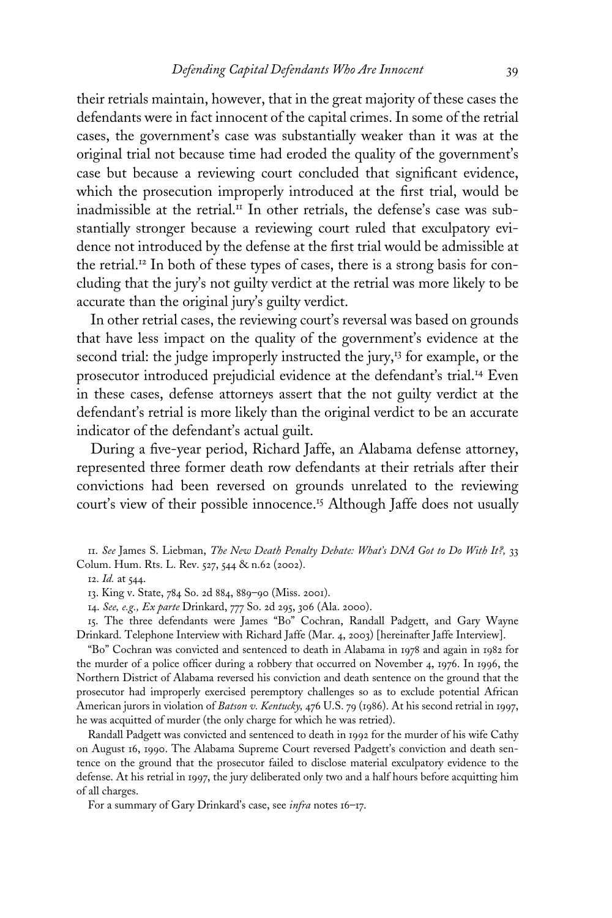their retrials maintain, however, that in the great majority of these cases the defendants were in fact innocent of the capital crimes. In some of the retrial cases, the government's case was substantially weaker than it was at the original trial not because time had eroded the quality of the government's case but because a reviewing court concluded that significant evidence, which the prosecution improperly introduced at the first trial, would be inadmissible at the retrial.[11] In other retrials, the defense's case was substantially stronger because a reviewing court ruled that exculpatory evidence not introduced by the defense at the first trial would be admissible at the retrial.[12] In both of these types of cases, there is a strong basis for concluding that the jury's not guilty verdict at the retrial was more likely to be accurate than the original jury's guilty verdict.

In other retrial cases, the reviewing court's reversal was based on grounds that have less impact on the quality of the government's evidence at the second trial: the judge improperly instructed the jury,[13] for example, or the prosecutor introduced prejudicial evidence at the defendant's trial.[14] Even in these cases, defense attorneys assert that the not guilty verdict at the defendant's retrial is more likely than the original verdict to be an accurate indicator of the defendant's actual guilt.

During a five-year period, Richard Jaffe, an Alabama defense attorney, represented three former death row defendants at their retrials after their convictions had been reversed on grounds unrelated to the reviewing court's view of their possible innocence.[15] Although Jaffe does not usually

11. *See* James S. Liebman, *The New Death Penalty Debate: What's DNA Got to Do With It?*, 33 Colum. Hum. Rts. L. Rev. 527, 544 & n.62 (2002).

12. *Id.* at 544.

13. King v. State, 784 So. 2d 884, 889–90 (Miss. 2001).

14. *See, e.g., Ex parte* Drinkard, 777 So. 2d 295, 306 (Ala. 2000).

15. The three defendants were James "Bo" Cochran, Randall Padgett, and Gary Wayne Drinkard. Telephone Interview with Richard Jaffe (Mar. 4, 2003) [hereinafter Jaffe Interview].

"Bo" Cochran was convicted and sentenced to death in Alabama in 1978 and again in 1982 for the murder of a police officer during a robbery that occurred on November 4, 1976. In 1996, the Northern District of Alabama reversed his conviction and death sentence on the ground that the prosecutor had improperly exercised peremptory challenges so as to exclude potential African American jurors in violation of *Batson v. Kentucky*, 476 U.S. 79 (1986). At his second retrial in 1997, he was acquitted of murder (the only charge for which he was retried).

Randall Padgett was convicted and sentenced to death in 1992 for the murder of his wife Cathy on August 16, 1990. The Alabama Supreme Court reversed Padgett's conviction and death sentence on the ground that the prosecutor failed to disclose material exculpatory evidence to the defense. At his retrial in 1997, the jury deliberated only two and a half hours before acquitting him of all charges.

For a summary of Gary Drinkard's case, see *infra* notes 16–17.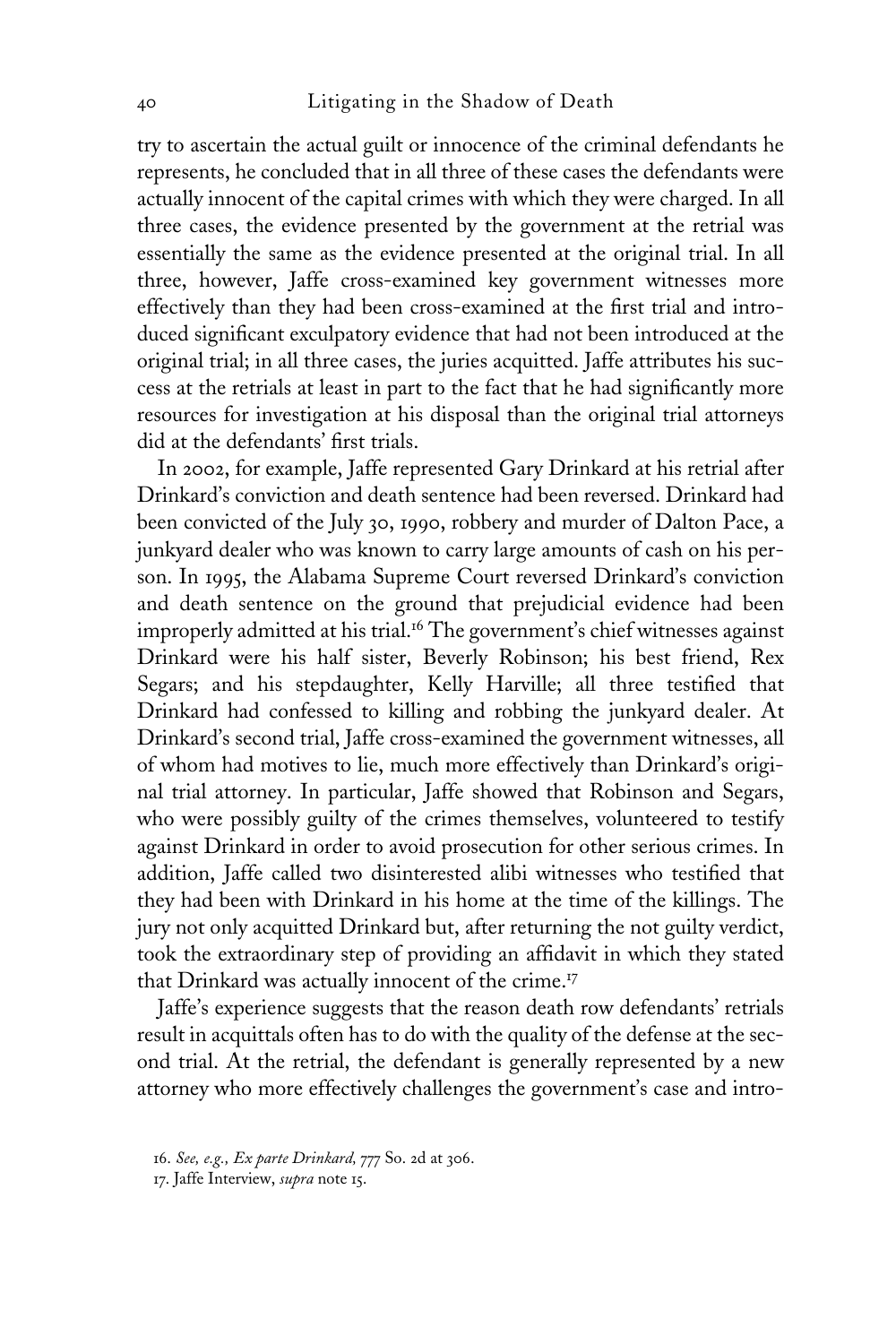try to ascertain the actual guilt or innocence of the criminal defendants he represents, he concluded that in all three of these cases the defendants were actually innocent of the capital crimes with which they were charged. In all three cases, the evidence presented by the government at the retrial was essentially the same as the evidence presented at the original trial. In all three, however, Jaffe cross-examined key government witnesses more effectively than they had been cross-examined at the first trial and introduced significant exculpatory evidence that had not been introduced at the original trial; in all three cases, the juries acquitted. Jaffe attributes his success at the retrials at least in part to the fact that he had significantly more resources for investigation at his disposal than the original trial attorneys did at the defendants' first trials.

In 2002, for example, Jaffe represented Gary Drinkard at his retrial after Drinkard's conviction and death sentence had been reversed. Drinkard had been convicted of the July 30, 1990, robbery and murder of Dalton Pace, a junkyard dealer who was known to carry large amounts of cash on his person. In 1995, the Alabama Supreme Court reversed Drinkard's conviction and death sentence on the ground that prejudicial evidence had been improperly admitted at his trial.[16] The government's chief witnesses against Drinkard were his half sister, Beverly Robinson; his best friend, Rex Segars; and his stepdaughter, Kelly Harville; all three testified that Drinkard had confessed to killing and robbing the junkyard dealer. At Drinkard's second trial, Jaffe cross-examined the government witnesses, all of whom had motives to lie, much more effectively than Drinkard's original trial attorney. In particular, Jaffe showed that Robinson and Segars, who were possibly guilty of the crimes themselves, volunteered to testify against Drinkard in order to avoid prosecution for other serious crimes. In addition, Jaffe called two disinterested alibi witnesses who testified that they had been with Drinkard in his home at the time of the killings. The jury not only acquitted Drinkard but, after returning the not guilty verdict, took the extraordinary step of providing an affidavit in which they stated that Drinkard was actually innocent of the crime.[17]

Jaffe's experience suggests that the reason death row defendants' retrials result in acquittals often has to do with the quality of the defense at the second trial. At the retrial, the defendant is generally represented by a new attorney who more effectively challenges the government's case and intro-

16. *See, e.g., Ex parte Drinkard*, 777 So. 2d at 306.

17. Jaffe Interview, *supra* note 15.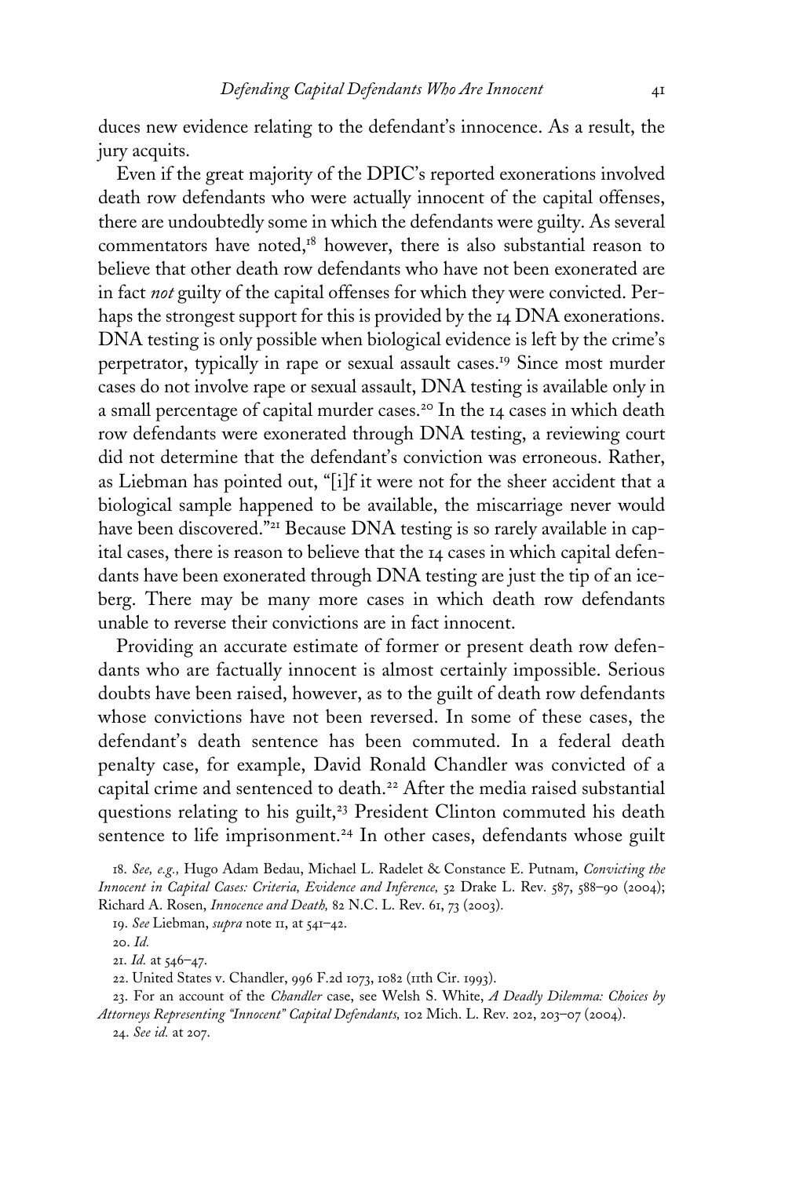duces new evidence relating to the defendant's innocence. As a result, the jury acquits.

Even if the great majority of the DPIC's reported exonerations involved death row defendants who were actually innocent of the capital offenses, there are undoubtedly some in which the defendants were guilty. As several commentators have noted,[18] however, there is also substantial reason to believe that other death row defendants who have not been exonerated are in fact *not* guilty of the capital offenses for which they were convicted. Perhaps the strongest support for this is provided by the 14 DNA exonerations. DNA testing is only possible when biological evidence is left by the crime's perpetrator, typically in rape or sexual assault cases.[19] Since most murder cases do not involve rape or sexual assault, DNA testing is available only in a small percentage of capital murder cases.[20] In the 14 cases in which death row defendants were exonerated through DNA testing, a reviewing court did not determine that the defendant's conviction was erroneous. Rather, as Liebman has pointed out, "[i]f it were not for the sheer accident that a biological sample happened to be available, the miscarriage never would have been discovered."[21] Because DNA testing is so rarely available in capital cases, there is reason to believe that the 14 cases in which capital defendants have been exonerated through DNA testing are just the tip of an iceberg. There may be many more cases in which death row defendants unable to reverse their convictions are in fact innocent.

Providing an accurate estimate of former or present death row defendants who are factually innocent is almost certainly impossible. Serious doubts have been raised, however, as to the guilt of death row defendants whose convictions have not been reversed. In some of these cases, the defendant's death sentence has been commuted. In a federal death penalty case, for example, David Ronald Chandler was convicted of a capital crime and sentenced to death.[22] After the media raised substantial questions relating to his guilt,[23] President Clinton commuted his death sentence to life imprisonment.[24] In other cases, defendants whose guilt

18. *See, e.g.,* Hugo Adam Bedau, Michael L. Radelet & Constance E. Putnam, *Convicting the Innocent in Capital Cases: Criteria, Evidence and Inference,* 52 Drake L. Rev. 587, 588–90 (2004); Richard A. Rosen, *Innocence and Death,* 82 N.C. L. Rev. 61, 73 (2003).

19. *See* Liebman, *supra* note 11, at 541–42.

20. *Id.*

21. *Id.* at 546–47.

22. United States v. Chandler, 996 F.2d 1073, 1082 (11th Cir. 1993).

23. For an account of the *Chandler* case, see Welsh S. White, *A Deadly Dilemma: Choices by Attorneys Representing "Innocent" Capital Defendants,* 102 Mich. L. Rev. 202, 203–07 (2004).

24. *See id.* at 207.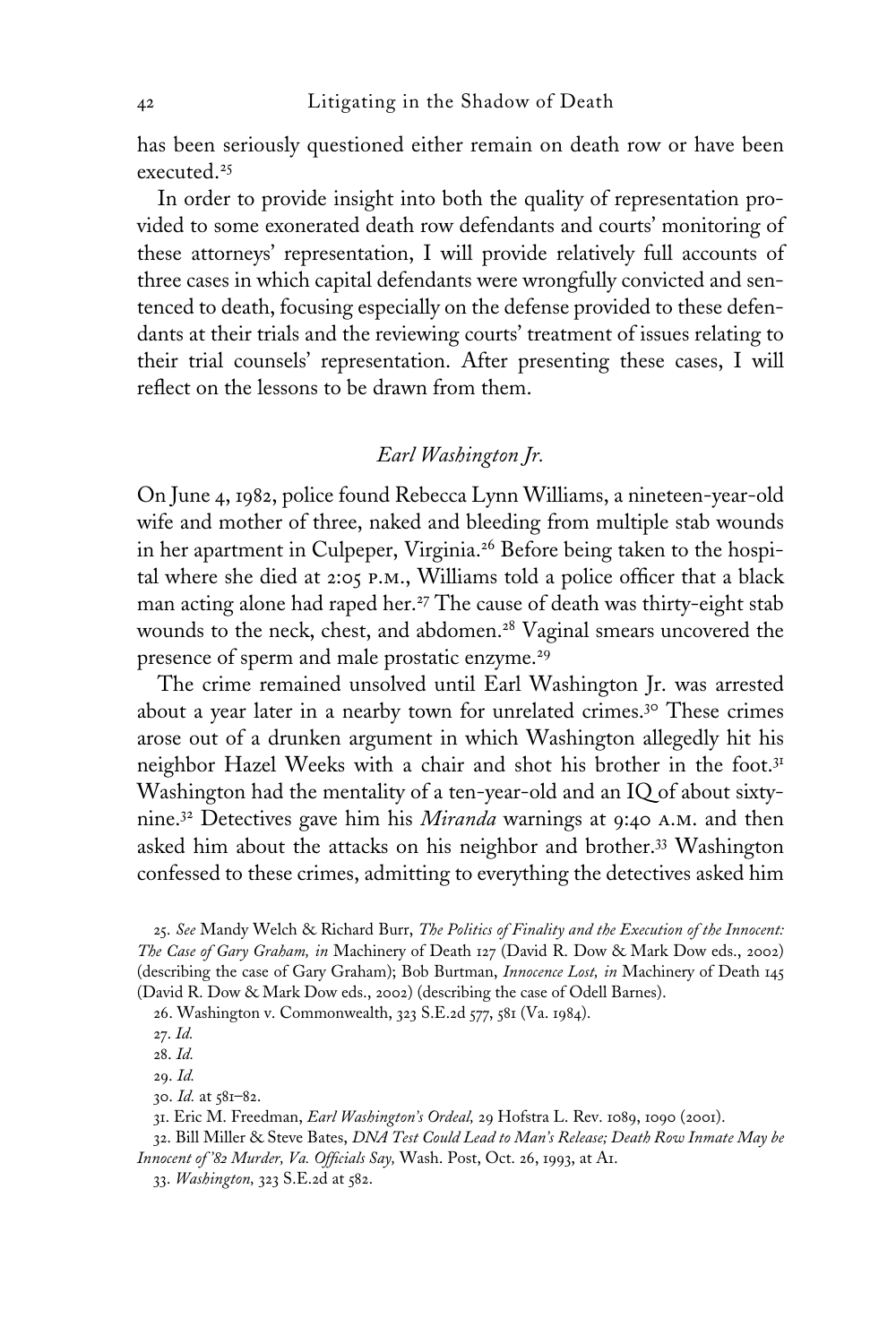has been seriously questioned either remain on death row or have been executed.[25]

In order to provide insight into both the quality of representation provided to some exonerated death row defendants and courts' monitoring of these attorneys' representation, I will provide relatively full accounts of three cases in which capital defendants were wrongfully convicted and sentenced to death, focusing especially on the defense provided to these defendants at their trials and the reviewing courts' treatment of issues relating to their trial counsels' representation. After presenting these cases, I will reflect on the lessons to be drawn from them.

## *Earl Washington Jr.*

On June 4, 1982, police found Rebecca Lynn Williams, a nineteen-year-old wife and mother of three, naked and bleeding from multiple stab wounds in her apartment in Culpeper, Virginia.[26] Before being taken to the hospital where she died at 2:05 P.M., Williams told a police officer that a black man acting alone had raped her.[27] The cause of death was thirty-eight stab wounds to the neck, chest, and abdomen.[28] Vaginal smears uncovered the presence of sperm and male prostatic enzyme.[29]

The crime remained unsolved until Earl Washington Jr. was arrested about a year later in a nearby town for unrelated crimes.[30] These crimes arose out of a drunken argument in which Washington allegedly hit his neighbor Hazel Weeks with a chair and shot his brother in the foot.[31] Washington had the mentality of a ten-year-old and an IQ of about sixty-nine.[32] Detectives gave him his *Miranda* warnings at 9:40 A.M. and then asked him about the attacks on his neighbor and brother.[33] Washington confessed to these crimes, admitting to everything the detectives asked him

25. *See* Mandy Welch & Richard Burr, *The Politics of Finality and the Execution of the Innocent: The Case of Gary Graham, in* Machinery of Death 127 (David R. Dow & Mark Dow eds., 2002) (describing the case of Gary Graham); Bob Burtman, *Innocence Lost, in* Machinery of Death 145 (David R. Dow & Mark Dow eds., 2002) (describing the case of Odell Barnes).

26. Washington v. Commonwealth, 323 S.E.2d 577, 581 (Va. 1984).

27. *Id.*

28. *Id.*

29. *Id.*

30. *Id.* at 581–82.

31. Eric M. Freedman, *Earl Washington's Ordeal,* 29 Hofstra L. Rev. 1089, 1090 (2001).

32. Bill Miller & Steve Bates, *DNA Test Could Lead to Man's Release; Death Row Inmate May be Innocent of '82 Murder, Va. Officials Say,* Wash. Post, Oct. 26, 1993, at A1.

33. *Washington,* 323 S.E.2d at 582.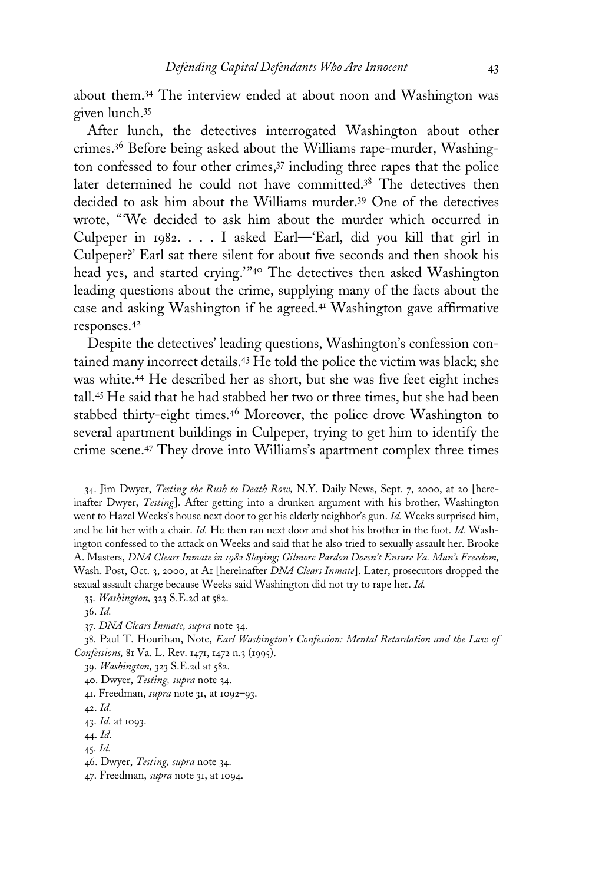about them.[34] The interview ended at about noon and Washington was given lunch.[35]

After lunch, the detectives interrogated Washington about other crimes.[36] Before being asked about the Williams rape-murder, Washington confessed to four other crimes,[37] including three rapes that the police later determined he could not have committed.[38] The detectives then decided to ask him about the Williams murder.[39] One of the detectives wrote, "'We decided to ask him about the murder which occurred in Culpeper in 1982. . . . I asked Earl—'Earl, did you kill that girl in Culpeper?' Earl sat there silent for about five seconds and then shook his head yes, and started crying.'"[40] The detectives then asked Washington leading questions about the crime, supplying many of the facts about the case and asking Washington if he agreed.[41] Washington gave affirmative responses.[42]

Despite the detectives' leading questions, Washington's confession contained many incorrect details.[43] He told the police the victim was black; she was white.[44] He described her as short, but she was five feet eight inches tall.[45] He said that he had stabbed her two or three times, but she had been stabbed thirty-eight times.[46] Moreover, the police drove Washington to several apartment buildings in Culpeper, trying to get him to identify the crime scene.[47] They drove into Williams's apartment complex three times

34. Jim Dwyer, *Testing the Rush to Death Row,* N.Y. Daily News, Sept. 7, 2000, at 20 [hereinafter Dwyer, *Testing*]. After getting into a drunken argument with his brother, Washington went to Hazel Weeks's house next door to get his elderly neighbor's gun. *Id.* Weeks surprised him, and he hit her with a chair. *Id.* He then ran next door and shot his brother in the foot. *Id.* Washington confessed to the attack on Weeks and said that he also tried to sexually assault her. Brooke A. Masters, *DNA Clears Inmate in 1982 Slaying; Gilmore Pardon Doesn't Ensure Va. Man's Freedom,* Wash. Post, Oct. 3, 2000, at A1 [hereinafter *DNA Clears Inmate*]. Later, prosecutors dropped the sexual assault charge because Weeks said Washington did not try to rape her. *Id.*

35. *Washington,* 323 S.E.2d at 582.

36. *Id.*

37. *DNA Clears Inmate, supra* note 34.

38. Paul T. Hourihan, Note, *Earl Washington's Confession: Mental Retardation and the Law of Confessions,* 81 Va. L. Rev. 1471, 1472 n.3 (1995).

39. *Washington,* 323 S.E.2d at 582.

40. Dwyer, *Testing, supra* note 34.

41. Freedman, *supra* note 31, at 1092–93.

42. *Id.*

43. *Id.* at 1093.

44. *Id.*

45. *Id.*

46. Dwyer, *Testing, supra* note 34.

47. Freedman, *supra* note 31, at 1094.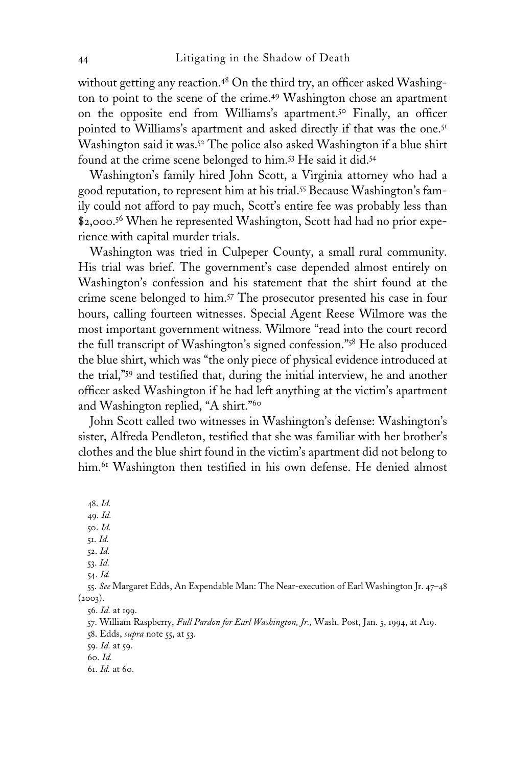without getting any reaction.[48] On the third try, an officer asked Washington to point to the scene of the crime.[49] Washington chose an apartment on the opposite end from Williams's apartment.[50] Finally, an officer pointed to Williams's apartment and asked directly if that was the one.[51] Washington said it was.[52] The police also asked Washington if a blue shirt found at the crime scene belonged to him.[53] He said it did.[54]

Washington's family hired John Scott, a Virginia attorney who had a good reputation, to represent him at his trial.[55] Because Washington's family could not afford to pay much, Scott's entire fee was probably less than $2,000.[56] When he represented Washington, Scott had had no prior experience with capital murder trials.

Washington was tried in Culpeper County, a small rural community. His trial was brief. The government's case depended almost entirely on Washington's confession and his statement that the shirt found at the crime scene belonged to him.[57] The prosecutor presented his case in four hours, calling fourteen witnesses. Special Agent Reese Wilmore was the most important government witness. Wilmore "read into the court record the full transcript of Washington's signed confession."[58] He also produced the blue shirt, which was "the only piece of physical evidence introduced at the trial,"[59] and testified that, during the initial interview, he and another officer asked Washington if he had left anything at the victim's apartment and Washington replied, "A shirt."[60]

John Scott called two witnesses in Washington's defense: Washington's sister, Alfreda Pendleton, testified that she was familiar with her brother's clothes and the blue shirt found in the victim's apartment did not belong to him.[61] Washington then testified in his own defense. He denied almost

48. *Id.*

49. *Id.*

50. *Id.*

51. *Id.*

52. *Id.*

53. *Id.*

54. *Id.*

55. *See* Margaret Edds, An Expendable Man: The Near-execution of Earl Washington Jr. 47–48 (2003).

56. *Id.* at 199.

57. William Raspberry, *Full Pardon for Earl Washington, Jr.,* Wash. Post, Jan. 5, 1994, at A19.

58. Edds, *supra* note 55, at 53.

59. *Id.* at 59.

60. *Id.*

61. *Id.* at 60.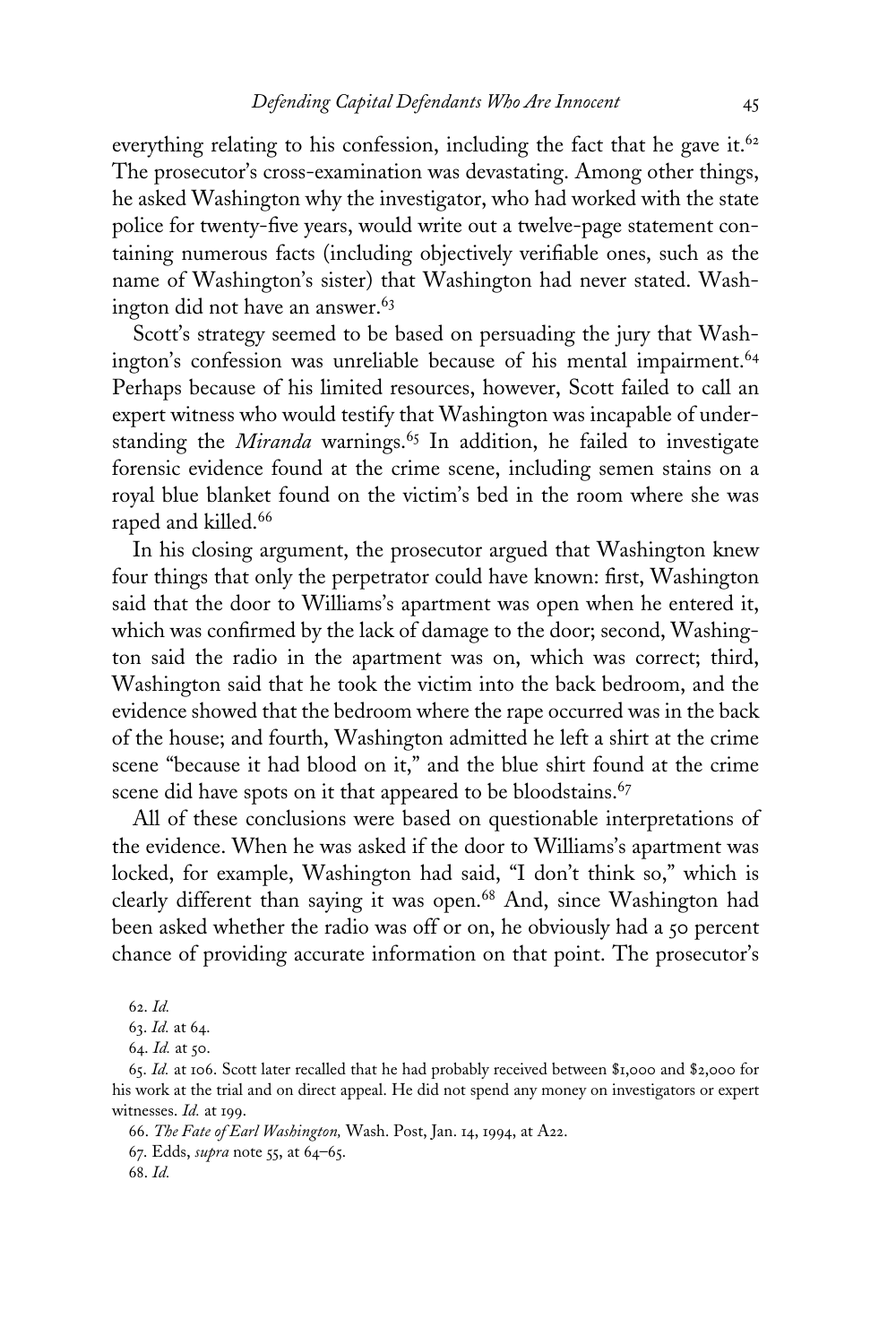everything relating to his confession, including the fact that he gave it.[62] The prosecutor's cross-examination was devastating. Among other things, he asked Washington why the investigator, who had worked with the state police for twenty-five years, would write out a twelve-page statement containing numerous facts (including objectively verifiable ones, such as the name of Washington's sister) that Washington had never stated. Washington did not have an answer.[63]

Scott's strategy seemed to be based on persuading the jury that Washington's confession was unreliable because of his mental impairment.[64] Perhaps because of his limited resources, however, Scott failed to call an expert witness who would testify that Washington was incapable of understanding the *Miranda* warnings.[65] In addition, he failed to investigate forensic evidence found at the crime scene, including semen stains on a royal blue blanket found on the victim's bed in the room where she was raped and killed.[66]

In his closing argument, the prosecutor argued that Washington knew four things that only the perpetrator could have known: first, Washington said that the door to Williams's apartment was open when he entered it, which was confirmed by the lack of damage to the door; second, Washington said the radio in the apartment was on, which was correct; third, Washington said that he took the victim into the back bedroom, and the evidence showed that the bedroom where the rape occurred was in the back of the house; and fourth, Washington admitted he left a shirt at the crime scene "because it had blood on it," and the blue shirt found at the crime scene did have spots on it that appeared to be bloodstains.[67]

All of these conclusions were based on questionable interpretations of the evidence. When he was asked if the door to Williams's apartment was locked, for example, Washington had said, "I don't think so," which is clearly different than saying it was open.[68] And, since Washington had been asked whether the radio was off or on, he obviously had a 50 percent chance of providing accurate information on that point. The prosecutor's

62. *Id.*

63. *Id.* at 64.

64. *Id.* at 50.

65. *Id.* at 106. Scott later recalled that he had probably received between $1,000 and $2,000 for his work at the trial and on direct appeal. He did not spend any money on investigators or expert witnesses. *Id.* at 199.

66. *The Fate of Earl Washington,* Wash. Post, Jan. 14, 1994, at A22.

67. Edds, *supra* note 55, at 64–65.

68. *Id.*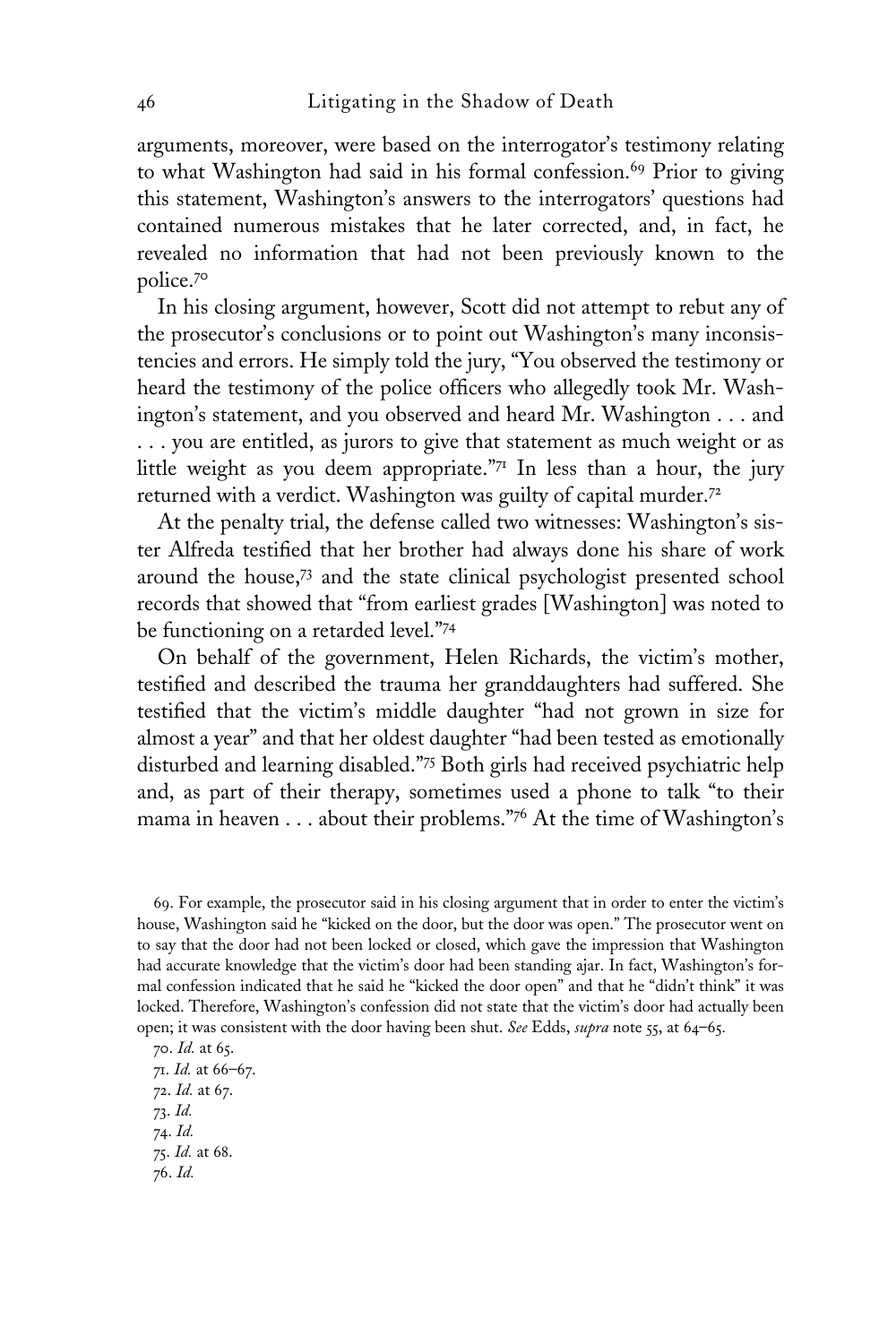arguments, moreover, were based on the interrogator's testimony relating to what Washington had said in his formal confession.[69] Prior to giving this statement, Washington's answers to the interrogators' questions had contained numerous mistakes that he later corrected, and, in fact, he revealed no information that had not been previously known to the police.[70]

In his closing argument, however, Scott did not attempt to rebut any of the prosecutor's conclusions or to point out Washington's many inconsistencies and errors. He simply told the jury, "You observed the testimony or heard the testimony of the police officers who allegedly took Mr. Washington's statement, and you observed and heard Mr. Washington . . . and . . . you are entitled, as jurors to give that statement as much weight or as little weight as you deem appropriate."[71] In less than a hour, the jury returned with a verdict. Washington was guilty of capital murder.[72]

At the penalty trial, the defense called two witnesses: Washington's sister Alfreda testified that her brother had always done his share of work around the house,[73] and the state clinical psychologist presented school records that showed that "from earliest grades [Washington] was noted to be functioning on a retarded level."[74]

On behalf of the government, Helen Richards, the victim's mother, testified and described the trauma her granddaughters had suffered. She testified that the victim's middle daughter "had not grown in size for almost a year" and that her oldest daughter "had been tested as emotionally disturbed and learning disabled."[75] Both girls had received psychiatric help and, as part of their therapy, sometimes used a phone to talk "to their mama in heaven . . . about their problems."[76] At the time of Washington's

69. For example, the prosecutor said in his closing argument that in order to enter the victim's house, Washington said he "kicked on the door, but the door was open." The prosecutor went on to say that the door had not been locked or closed, which gave the impression that Washington had accurate knowledge that the victim's door had been standing ajar. In fact, Washington's formal confession indicated that he said he "kicked the door open" and that he "didn't think" it was locked. Therefore, Washington's confession did not state that the victim's door had actually been open; it was consistent with the door having been shut. *See* Edds, *supra* note 55, at 64–65.

70. *Id.* at 65.

71. *Id.* at 66–67.

72. *Id.* at 67.

73. *Id.*

74. *Id.*

75. *Id.* at 68.

76. *Id.*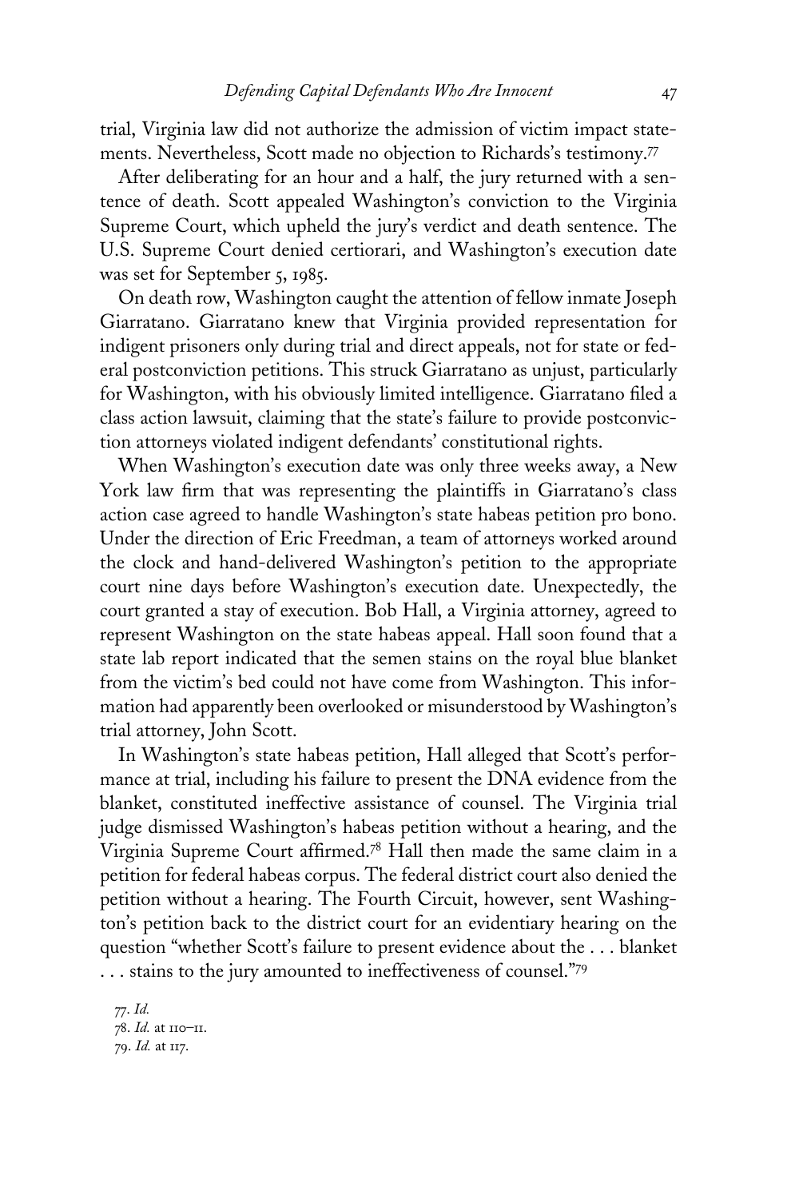trial, Virginia law did not authorize the admission of victim impact statements. Nevertheless, Scott made no objection to Richards's testimony.[77]

After deliberating for an hour and a half, the jury returned with a sentence of death. Scott appealed Washington's conviction to the Virginia Supreme Court, which upheld the jury's verdict and death sentence. The U.S. Supreme Court denied certiorari, and Washington's execution date was set for September 5, 1985.

On death row, Washington caught the attention of fellow inmate Joseph Giarratano. Giarratano knew that Virginia provided representation for indigent prisoners only during trial and direct appeals, not for state or federal postconviction petitions. This struck Giarratano as unjust, particularly for Washington, with his obviously limited intelligence. Giarratano filed a class action lawsuit, claiming that the state's failure to provide postconviction attorneys violated indigent defendants' constitutional rights.

When Washington's execution date was only three weeks away, a New York law firm that was representing the plaintiffs in Giarratano's class action case agreed to handle Washington's state habeas petition pro bono. Under the direction of Eric Freedman, a team of attorneys worked around the clock and hand-delivered Washington's petition to the appropriate court nine days before Washington's execution date. Unexpectedly, the court granted a stay of execution. Bob Hall, a Virginia attorney, agreed to represent Washington on the state habeas appeal. Hall soon found that a state lab report indicated that the semen stains on the royal blue blanket from the victim's bed could not have come from Washington. This information had apparently been overlooked or misunderstood by Washington's trial attorney, John Scott.

In Washington's state habeas petition, Hall alleged that Scott's performance at trial, including his failure to present the DNA evidence from the blanket, constituted ineffective assistance of counsel. The Virginia trial judge dismissed Washington's habeas petition without a hearing, and the Virginia Supreme Court affirmed.[78] Hall then made the same claim in a petition for federal habeas corpus. The federal district court also denied the petition without a hearing. The Fourth Circuit, however, sent Washington's petition back to the district court for an evidentiary hearing on the question "whether Scott's failure to present evidence about the . . . blanket . . . stains to the jury amounted to ineffectiveness of counsel."[79]

77. *Id.*
78. *Id.* at 110–11.
79. *Id.* at 117.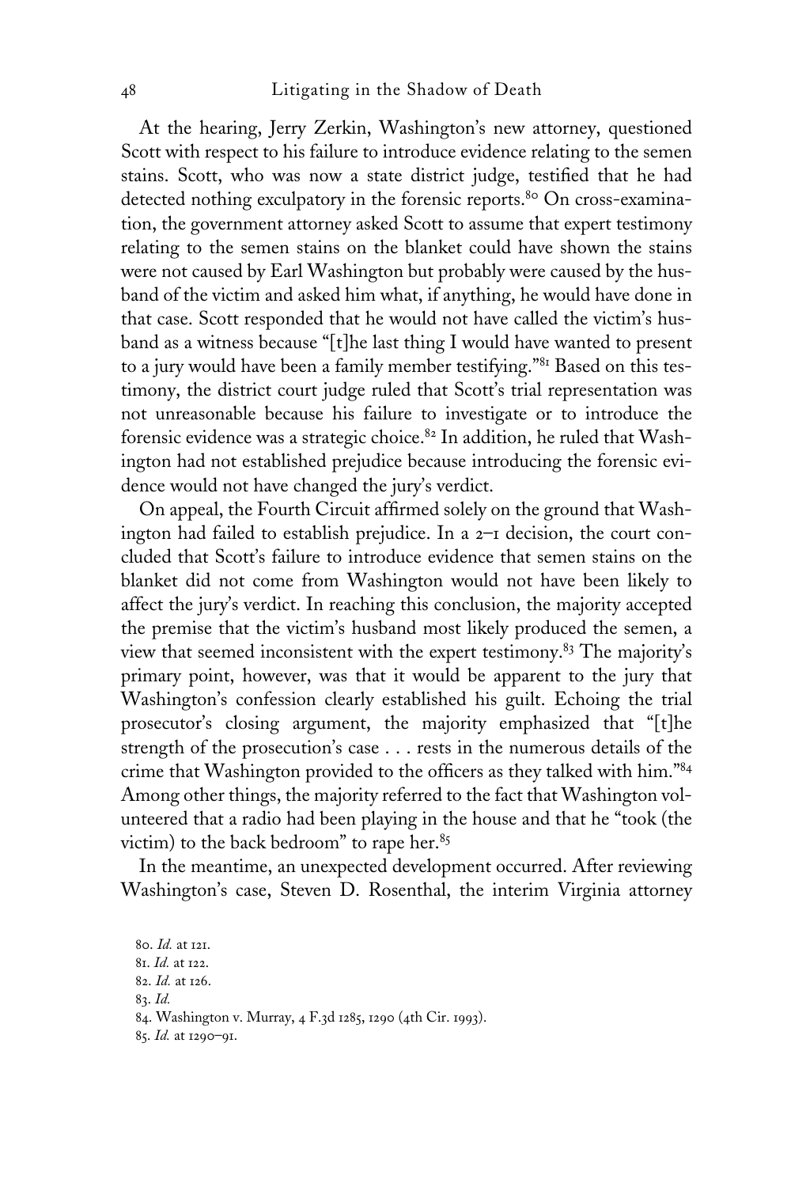At the hearing, Jerry Zerkin, Washington's new attorney, questioned Scott with respect to his failure to introduce evidence relating to the semen stains. Scott, who was now a state district judge, testified that he had detected nothing exculpatory in the forensic reports.[80] On cross-examination, the government attorney asked Scott to assume that expert testimony relating to the semen stains on the blanket could have shown the stains were not caused by Earl Washington but probably were caused by the husband of the victim and asked him what, if anything, he would have done in that case. Scott responded that he would not have called the victim's husband as a witness because "[t]he last thing I would have wanted to present to a jury would have been a family member testifying."[81] Based on this testimony, the district court judge ruled that Scott's trial representation was not unreasonable because his failure to investigate or to introduce the forensic evidence was a strategic choice.[82] In addition, he ruled that Washington had not established prejudice because introducing the forensic evidence would not have changed the jury's verdict.

On appeal, the Fourth Circuit affirmed solely on the ground that Washington had failed to establish prejudice. In a 2–1 decision, the court concluded that Scott's failure to introduce evidence that semen stains on the blanket did not come from Washington would not have been likely to affect the jury's verdict. In reaching this conclusion, the majority accepted the premise that the victim's husband most likely produced the semen, a view that seemed inconsistent with the expert testimony.[83] The majority's primary point, however, was that it would be apparent to the jury that Washington's confession clearly established his guilt. Echoing the trial prosecutor's closing argument, the majority emphasized that "[t]he strength of the prosecution's case . . . rests in the numerous details of the crime that Washington provided to the officers as they talked with him."[84] Among other things, the majority referred to the fact that Washington volunteered that a radio had been playing in the house and that he "took (the victim) to the back bedroom" to rape her.[85]

In the meantime, an unexpected development occurred. After reviewing Washington's case, Steven D. Rosenthal, the interim Virginia attorney

80. *Id.* at 121.
81. *Id.* at 122.
82. *Id.* at 126.
83. *Id.*
84. Washington v. Murray, 4 F.3d 1285, 1290 (4th Cir. 1993).
85. *Id.* at 1290–91.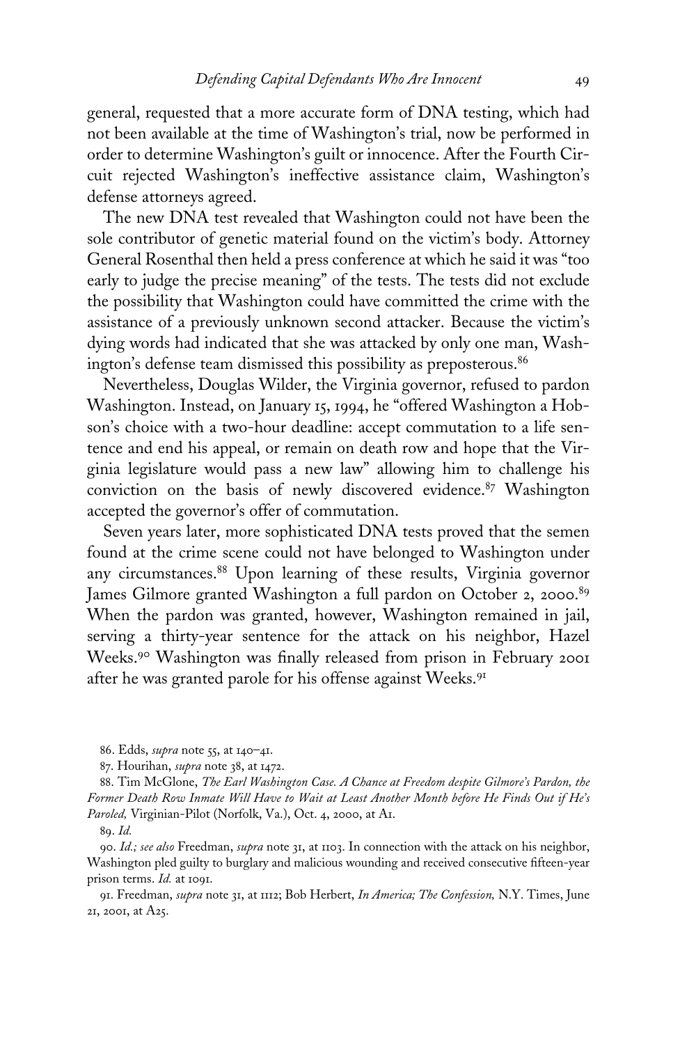general, requested that a more accurate form of DNA testing, which had not been available at the time of Washington's trial, now be performed in order to determine Washington's guilt or innocence. After the Fourth Circuit rejected Washington's ineffective assistance claim, Washington's defense attorneys agreed.

The new DNA test revealed that Washington could not have been the sole contributor of genetic material found on the victim's body. Attorney General Rosenthal then held a press conference at which he said it was "too early to judge the precise meaning" of the tests. The tests did not exclude the possibility that Washington could have committed the crime with the assistance of a previously unknown second attacker. Because the victim's dying words had indicated that she was attacked by only one man, Washington's defense team dismissed this possibility as preposterous.[86]

Nevertheless, Douglas Wilder, the Virginia governor, refused to pardon Washington. Instead, on January 15, 1994, he "offered Washington a Hobson's choice with a two-hour deadline: accept commutation to a life sentence and end his appeal, or remain on death row and hope that the Virginia legislature would pass a new law" allowing him to challenge his conviction on the basis of newly discovered evidence.[87] Washington accepted the governor's offer of commutation.

Seven years later, more sophisticated DNA tests proved that the semen found at the crime scene could not have belonged to Washington under any circumstances.[88] Upon learning of these results, Virginia governor James Gilmore granted Washington a full pardon on October 2, 2000.[89] When the pardon was granted, however, Washington remained in jail, serving a thirty-year sentence for the attack on his neighbor, Hazel Weeks.[90] Washington was finally released from prison in February 2001 after he was granted parole for his offense against Weeks.[91]

86. Edds, *supra* note 55, at 140–41.

87. Hourihan, *supra* note 38, at 1472.

88. Tim McGlone, *The Earl Washington Case. A Chance at Freedom despite Gilmore's Pardon, the Former Death Row Inmate Will Have to Wait at Least Another Month before He Finds Out if He's Paroled,* Virginian-Pilot (Norfolk, Va.), Oct. 4, 2000, at A1.

89. *Id.*

90. *Id.; see also* Freedman, *supra* note 31, at 1103. In connection with the attack on his neighbor, Washington pled guilty to burglary and malicious wounding and received consecutive fifteen-year prison terms. *Id.* at 1091.

91. Freedman, *supra* note 31, at 1112; Bob Herbert, *In America; The Confession,* N.Y. Times, June 21, 2001, at A25.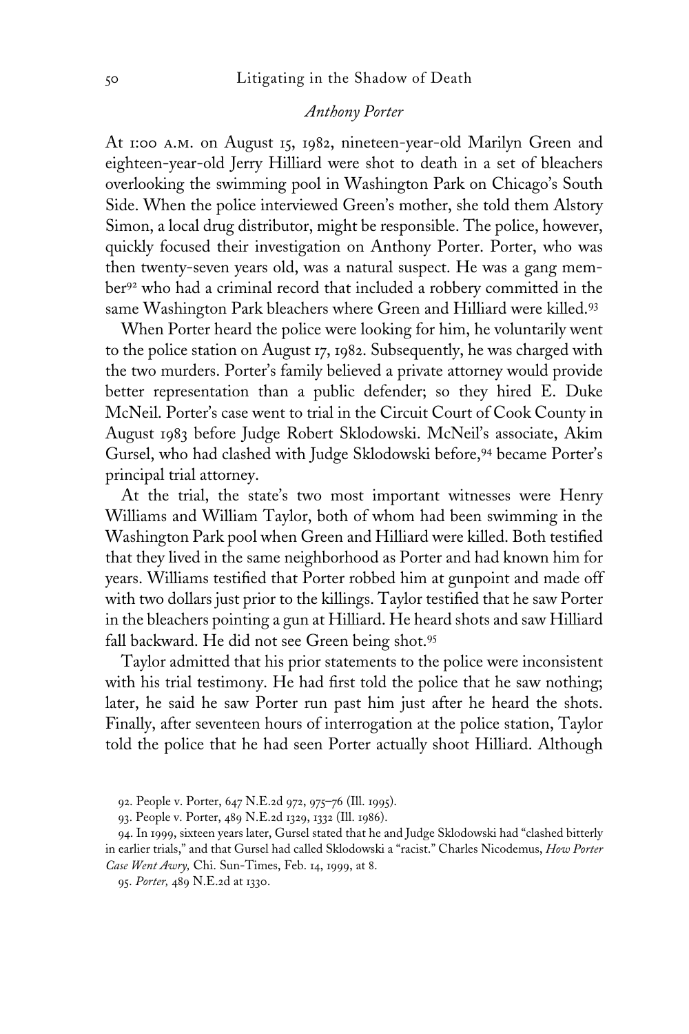### *Anthony Porter*

At 1:00 A.M. on August 15, 1982, nineteen-year-old Marilyn Green and eighteen-year-old Jerry Hilliard were shot to death in a set of bleachers overlooking the swimming pool in Washington Park on Chicago's South Side. When the police interviewed Green's mother, she told them Alstory Simon, a local drug distributor, might be responsible. The police, however, quickly focused their investigation on Anthony Porter. Porter, who was then twenty-seven years old, was a natural suspect. He was a gang member[92] who had a criminal record that included a robbery committed in the same Washington Park bleachers where Green and Hilliard were killed.[93]

When Porter heard the police were looking for him, he voluntarily went to the police station on August 17, 1982. Subsequently, he was charged with the two murders. Porter's family believed a private attorney would provide better representation than a public defender; so they hired E. Duke McNeil. Porter's case went to trial in the Circuit Court of Cook County in August 1983 before Judge Robert Sklodowski. McNeil's associate, Akim Gursel, who had clashed with Judge Sklodowski before,[94] became Porter's principal trial attorney.

At the trial, the state's two most important witnesses were Henry Williams and William Taylor, both of whom had been swimming in the Washington Park pool when Green and Hilliard were killed. Both testified that they lived in the same neighborhood as Porter and had known him for years. Williams testified that Porter robbed him at gunpoint and made off with two dollars just prior to the killings. Taylor testified that he saw Porter in the bleachers pointing a gun at Hilliard. He heard shots and saw Hilliard fall backward. He did not see Green being shot.[95]

Taylor admitted that his prior statements to the police were inconsistent with his trial testimony. He had first told the police that he saw nothing; later, he said he saw Porter run past him just after he heard the shots. Finally, after seventeen hours of interrogation at the police station, Taylor told the police that he had seen Porter actually shoot Hilliard. Although

92. People v. Porter, 647 N.E.2d 972, 975–76 (Ill. 1995).

93. People v. Porter, 489 N.E.2d 1329, 1332 (Ill. 1986).

94. In 1999, sixteen years later, Gursel stated that he and Judge Sklodowski had "clashed bitterly in earlier trials," and that Gursel had called Sklodowski a "racist." Charles Nicodemus, *How Porter Case Went Awry,* Chi. Sun-Times, Feb. 14, 1999, at 8.

95. *Porter,* 489 N.E.2d at 1330.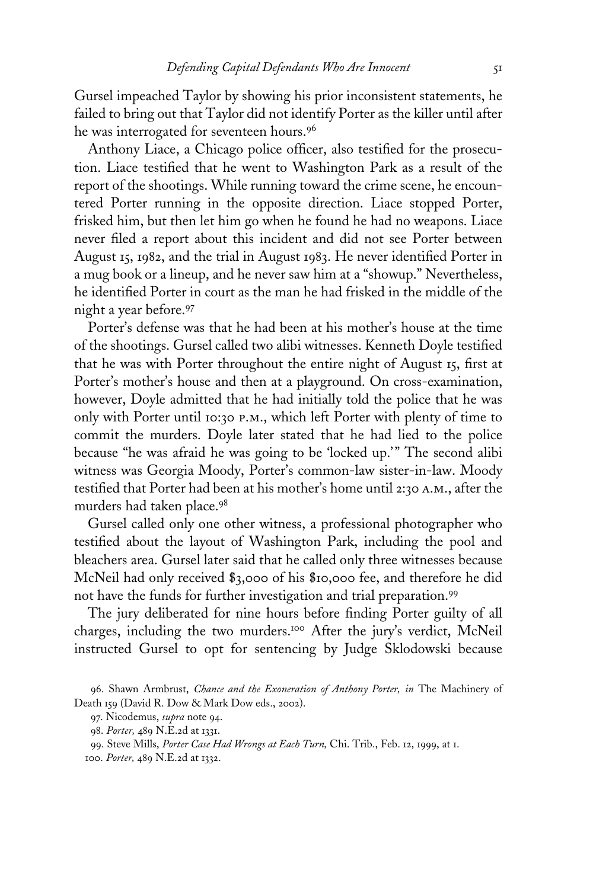Gursel impeached Taylor by showing his prior inconsistent statements, he failed to bring out that Taylor did not identify Porter as the killer until after he was interrogated for seventeen hours.[96]

Anthony Liace, a Chicago police officer, also testified for the prosecution. Liace testified that he went to Washington Park as a result of the report of the shootings. While running toward the crime scene, he encountered Porter running in the opposite direction. Liace stopped Porter, frisked him, but then let him go when he found he had no weapons. Liace never filed a report about this incident and did not see Porter between August 15, 1982, and the trial in August 1983. He never identified Porter in a mug book or a lineup, and he never saw him at a "showup." Nevertheless, he identified Porter in court as the man he had frisked in the middle of the night a year before.[97]

Porter's defense was that he had been at his mother's house at the time of the shootings. Gursel called two alibi witnesses. Kenneth Doyle testified that he was with Porter throughout the entire night of August 15, first at Porter's mother's house and then at a playground. On cross-examination, however, Doyle admitted that he had initially told the police that he was only with Porter until 10:30 P.M., which left Porter with plenty of time to commit the murders. Doyle later stated that he had lied to the police because "he was afraid he was going to be 'locked up.'" The second alibi witness was Georgia Moody, Porter's common-law sister-in-law. Moody testified that Porter had been at his mother's home until 2:30 A.M., after the murders had taken place.[98]

Gursel called only one other witness, a professional photographer who testified about the layout of Washington Park, including the pool and bleachers area. Gursel later said that he called only three witnesses because McNeil had only received $3,000 of his $10,000 fee, and therefore he did not have the funds for further investigation and trial preparation.[99]

The jury deliberated for nine hours before finding Porter guilty of all charges, including the two murders.[100] After the jury's verdict, McNeil instructed Gursel to opt for sentencing by Judge Sklodowski because

---

96. Shawn Armbrust, *Chance and the Exoneration of Anthony Porter, in* The Machinery of Death 159 (David R. Dow & Mark Dow eds., 2002).

97. Nicodemus, *supra* note 94.

98. *Porter,* 489 N.E.2d at 1331.

99. Steve Mills, *Porter Case Had Wrongs at Each Turn,* Chi. Trib., Feb. 12, 1999, at 1.

100. *Porter,* 489 N.E.2d at 1332.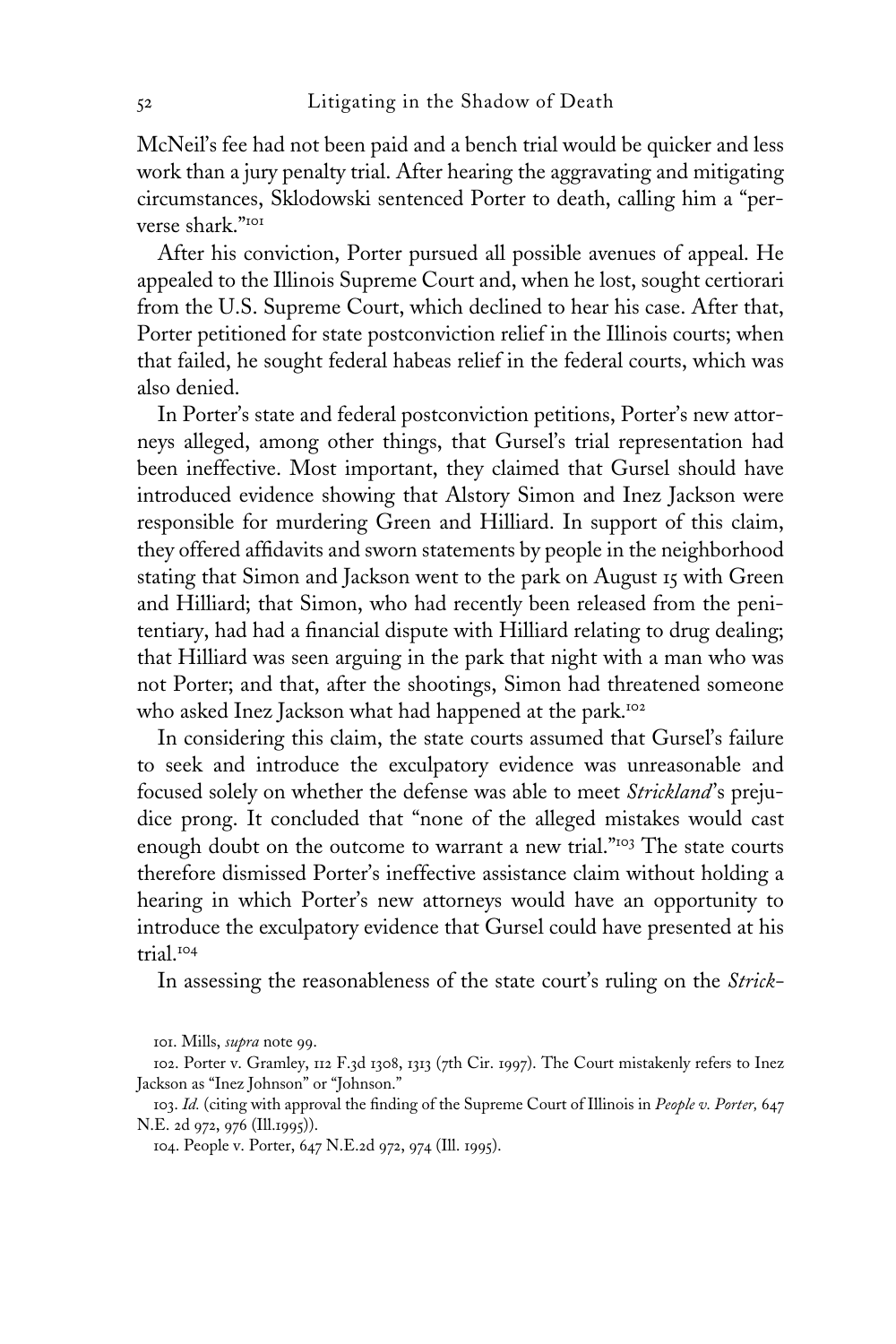McNeil's fee had not been paid and a bench trial would be quicker and less work than a jury penalty trial. After hearing the aggravating and mitigating circumstances, Sklodowski sentenced Porter to death, calling him a "perverse shark."[101]

After his conviction, Porter pursued all possible avenues of appeal. He appealed to the Illinois Supreme Court and, when he lost, sought certiorari from the U.S. Supreme Court, which declined to hear his case. After that, Porter petitioned for state postconviction relief in the Illinois courts; when that failed, he sought federal habeas relief in the federal courts, which was also denied.

In Porter's state and federal postconviction petitions, Porter's new attorneys alleged, among other things, that Gursel's trial representation had been ineffective. Most important, they claimed that Gursel should have introduced evidence showing that Alstory Simon and Inez Jackson were responsible for murdering Green and Hilliard. In support of this claim, they offered affidavits and sworn statements by people in the neighborhood stating that Simon and Jackson went to the park on August 15 with Green and Hilliard; that Simon, who had recently been released from the penitentiary, had had a financial dispute with Hilliard relating to drug dealing; that Hilliard was seen arguing in the park that night with a man who was not Porter; and that, after the shootings, Simon had threatened someone who asked Inez Jackson what had happened at the park.[102]

In considering this claim, the state courts assumed that Gursel's failure to seek and introduce the exculpatory evidence was unreasonable and focused solely on whether the defense was able to meet *Strickland*'s prejudice prong. It concluded that "none of the alleged mistakes would cast enough doubt on the outcome to warrant a new trial."[103] The state courts therefore dismissed Porter's ineffective assistance claim without holding a hearing in which Porter's new attorneys would have an opportunity to introduce the exculpatory evidence that Gursel could have presented at his trial.[104]

In assessing the reasonableness of the state court's ruling on the *Strick-*

---

101. Mills, *supra* note 99.

102. Porter v. Gramley, 112 F.3d 1308, 1313 (7th Cir. 1997). The Court mistakenly refers to Inez Jackson as "Inez Johnson" or "Johnson."

103. *Id.* (citing with approval the finding of the Supreme Court of Illinois in *People v. Porter,* 647 N.E. 2d 972, 976 (Ill.1995)).

104. People v. Porter, 647 N.E.2d 972, 974 (Ill. 1995).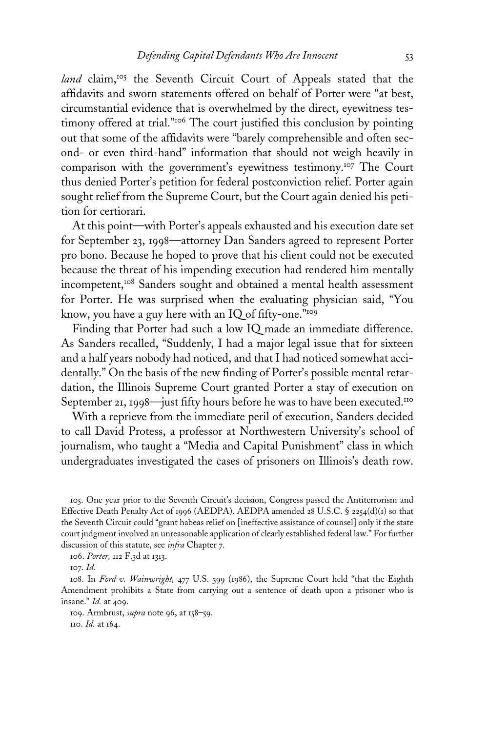*land* claim,[105] the Seventh Circuit Court of Appeals stated that the affidavits and sworn statements offered on behalf of Porter were "at best, circumstantial evidence that is overwhelmed by the direct, eyewitness testimony offered at trial."[106] The court justified this conclusion by pointing out that some of the affidavits were "barely comprehensible and often second- or even third-hand" information that should not weigh heavily in comparison with the government's eyewitness testimony.[107] The Court thus denied Porter's petition for federal postconviction relief. Porter again sought relief from the Supreme Court, but the Court again denied his petition for certiorari.

At this point—with Porter's appeals exhausted and his execution date set for September 23, 1998—attorney Dan Sanders agreed to represent Porter pro bono. Because he hoped to prove that his client could not be executed because the threat of his impending execution had rendered him mentally incompetent,[108] Sanders sought and obtained a mental health assessment for Porter. He was surprised when the evaluating physician said, "You know, you have a guy here with an IQ of fifty-one."[109]

Finding that Porter had such a low IQ made an immediate difference. As Sanders recalled, "Suddenly, I had a major legal issue that for sixteen and a half years nobody had noticed, and that I had noticed somewhat accidentally." On the basis of the new finding of Porter's possible mental retardation, the Illinois Supreme Court granted Porter a stay of execution on September 21, 1998—just fifty hours before he was to have been executed.[110]

With a reprieve from the immediate peril of execution, Sanders decided to call David Protess, a professor at Northwestern University's school of journalism, who taught a "Media and Capital Punishment" class in which undergraduates investigated the cases of prisoners on Illinois's death row.

105. One year prior to the Seventh Circuit's decision, Congress passed the Antiterrorism and Effective Death Penalty Act of 1996 (AEDPA). AEDPA amended 28 U.S.C. § 2254(d)(1) so that the Seventh Circuit could "grant habeas relief on [ineffective assistance of counsel] only if the state court judgment involved an unreasonable application of clearly established federal law." For further discussion of this statute, see *infra* Chapter 7.

106. *Porter,* 112 F.3d at 1313.

107. *Id.*

108. In *Ford v. Wainwright,* 477 U.S. 399 (1986), the Supreme Court held "that the Eighth Amendment prohibits a State from carrying out a sentence of death upon a prisoner who is insane." *Id.* at 409.

109. Armbrust, *supra* note 96, at 158–59.

110. *Id.* at 164.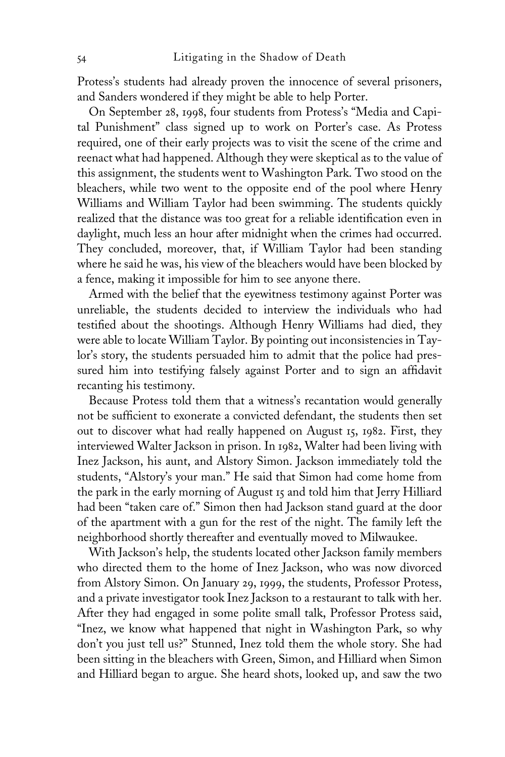Protess's students had already proven the innocence of several prisoners, and Sanders wondered if they might be able to help Porter.

On September 28, 1998, four students from Protess's "Media and Capital Punishment" class signed up to work on Porter's case. As Protess required, one of their early projects was to visit the scene of the crime and reenact what had happened. Although they were skeptical as to the value of this assignment, the students went to Washington Park. Two stood on the bleachers, while two went to the opposite end of the pool where Henry Williams and William Taylor had been swimming. The students quickly realized that the distance was too great for a reliable identification even in daylight, much less an hour after midnight when the crimes had occurred. They concluded, moreover, that, if William Taylor had been standing where he said he was, his view of the bleachers would have been blocked by a fence, making it impossible for him to see anyone there.

Armed with the belief that the eyewitness testimony against Porter was unreliable, the students decided to interview the individuals who had testified about the shootings. Although Henry Williams had died, they were able to locate William Taylor. By pointing out inconsistencies in Taylor's story, the students persuaded him to admit that the police had pressured him into testifying falsely against Porter and to sign an affidavit recanting his testimony.

Because Protess told them that a witness's recantation would generally not be sufficient to exonerate a convicted defendant, the students then set out to discover what had really happened on August 15, 1982. First, they interviewed Walter Jackson in prison. In 1982, Walter had been living with Inez Jackson, his aunt, and Alstory Simon. Jackson immediately told the students, "Alstory's your man." He said that Simon had come home from the park in the early morning of August 15 and told him that Jerry Hilliard had been "taken care of." Simon then had Jackson stand guard at the door of the apartment with a gun for the rest of the night. The family left the neighborhood shortly thereafter and eventually moved to Milwaukee.

With Jackson's help, the students located other Jackson family members who directed them to the home of Inez Jackson, who was now divorced from Alstory Simon. On January 29, 1999, the students, Professor Protess, and a private investigator took Inez Jackson to a restaurant to talk with her. After they had engaged in some polite small talk, Professor Protess said, "Inez, we know what happened that night in Washington Park, so why don't you just tell us?" Stunned, Inez told them the whole story. She had been sitting in the bleachers with Green, Simon, and Hilliard when Simon and Hilliard began to argue. She heard shots, looked up, and saw the two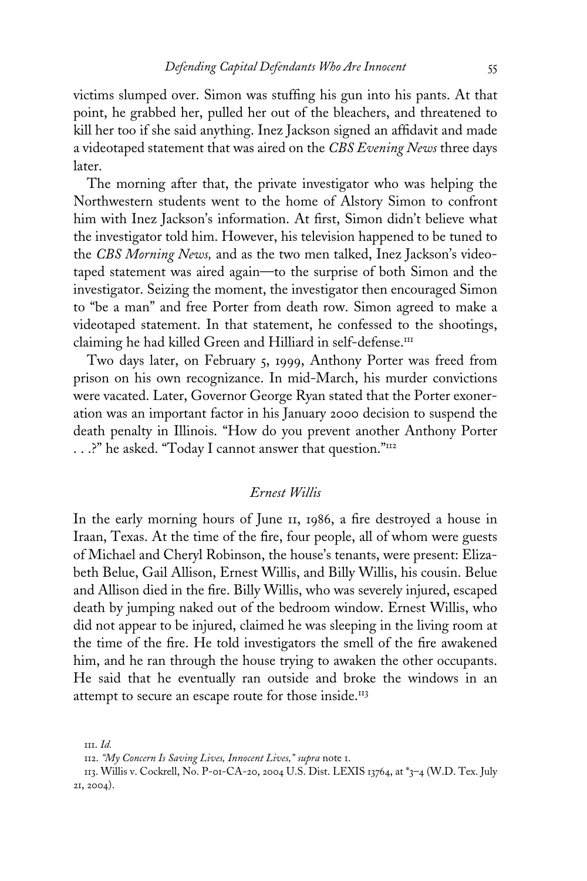victims slumped over. Simon was stuffing his gun into his pants. At that point, he grabbed her, pulled her out of the bleachers, and threatened to kill her too if she said anything. Inez Jackson signed an affidavit and made a videotaped statement that was aired on the *CBS Evening News* three days later.

The morning after that, the private investigator who was helping the Northwestern students went to the home of Alstory Simon to confront him with Inez Jackson's information. At first, Simon didn't believe what the investigator told him. However, his television happened to be tuned to the *CBS Morning News,* and as the two men talked, Inez Jackson's videotaped statement was aired again—to the surprise of both Simon and the investigator. Seizing the moment, the investigator then encouraged Simon to "be a man" and free Porter from death row. Simon agreed to make a videotaped statement. In that statement, he confessed to the shootings, claiming he had killed Green and Hilliard in self-defense.[111]

Two days later, on February 5, 1999, Anthony Porter was freed from prison on his own recognizance. In mid-March, his murder convictions were vacated. Later, Governor George Ryan stated that the Porter exoneration was an important factor in his January 2000 decision to suspend the death penalty in Illinois. "How do you prevent another Anthony Porter . . .?" he asked. "Today I cannot answer that question."[112]

### *Ernest Willis*

In the early morning hours of June 11, 1986, a fire destroyed a house in Iraan, Texas. At the time of the fire, four people, all of whom were guests of Michael and Cheryl Robinson, the house's tenants, were present: Elizabeth Belue, Gail Allison, Ernest Willis, and Billy Willis, his cousin. Belue and Allison died in the fire. Billy Willis, who was severely injured, escaped death by jumping naked out of the bedroom window. Ernest Willis, who did not appear to be injured, claimed he was sleeping in the living room at the time of the fire. He told investigators the smell of the fire awakened him, and he ran through the house trying to awaken the other occupants. He said that he eventually ran outside and broke the windows in an attempt to secure an escape route for those inside.[113]

111. *Id.*

112. *"My Concern Is Saving Lives, Innocent Lives," supra* note 1.

113. Willis v. Cockrell, No. P-01-CA-20, 2004 U.S. Dist. LEXIS 13764, at *3–4 (W.D. Tex. July 21, 2004).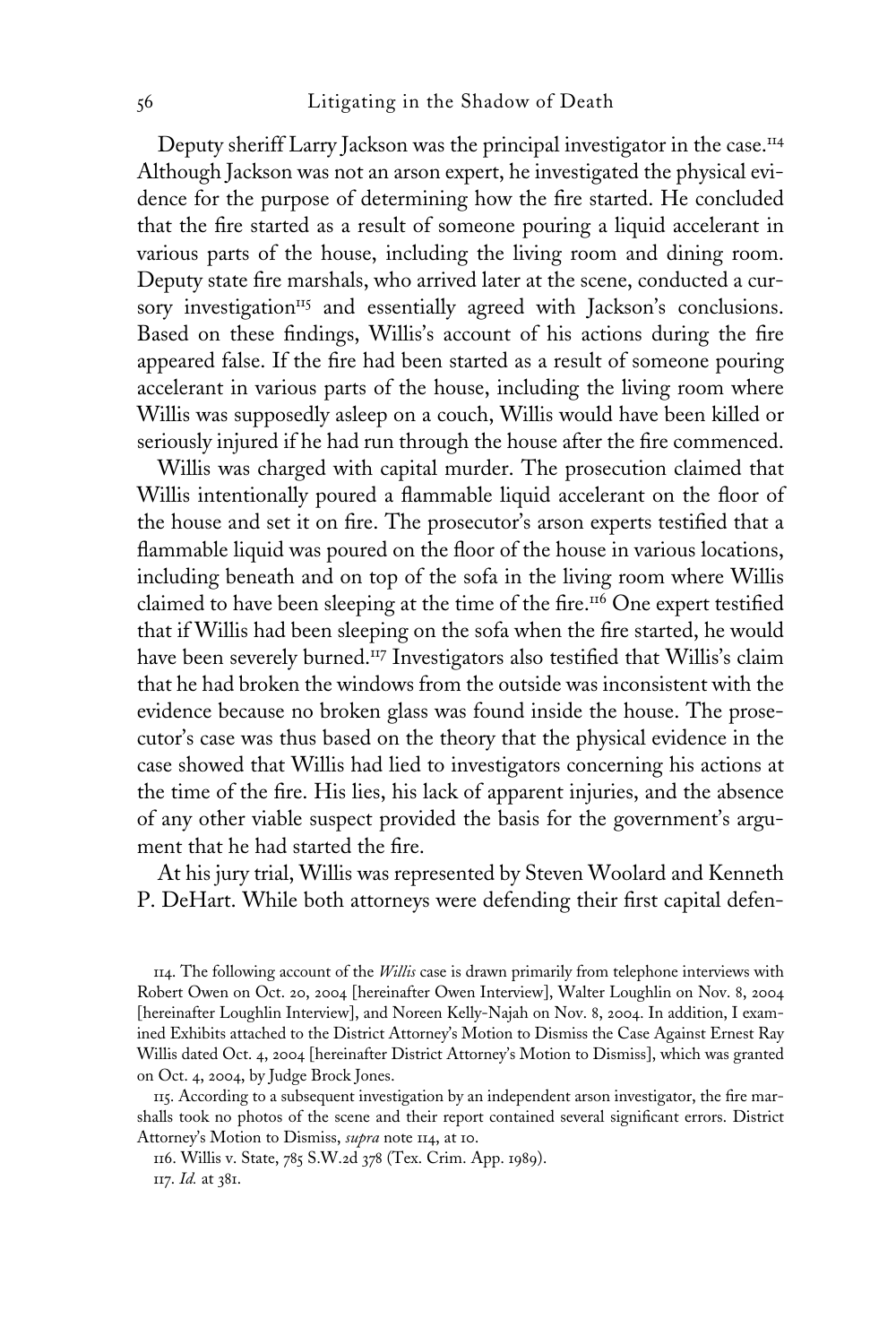Deputy sheriff Larry Jackson was the principal investigator in the case.[114] Although Jackson was not an arson expert, he investigated the physical evidence for the purpose of determining how the fire started. He concluded that the fire started as a result of someone pouring a liquid accelerant in various parts of the house, including the living room and dining room. Deputy state fire marshals, who arrived later at the scene, conducted a cursory investigation[115] and essentially agreed with Jackson's conclusions. Based on these findings, Willis's account of his actions during the fire appeared false. If the fire had been started as a result of someone pouring accelerant in various parts of the house, including the living room where Willis was supposedly asleep on a couch, Willis would have been killed or seriously injured if he had run through the house after the fire commenced.

Willis was charged with capital murder. The prosecution claimed that Willis intentionally poured a flammable liquid accelerant on the floor of the house and set it on fire. The prosecutor's arson experts testified that a flammable liquid was poured on the floor of the house in various locations, including beneath and on top of the sofa in the living room where Willis claimed to have been sleeping at the time of the fire.[116] One expert testified that if Willis had been sleeping on the sofa when the fire started, he would have been severely burned.[117] Investigators also testified that Willis's claim that he had broken the windows from the outside was inconsistent with the evidence because no broken glass was found inside the house. The prosecutor's case was thus based on the theory that the physical evidence in the case showed that Willis had lied to investigators concerning his actions at the time of the fire. His lies, his lack of apparent injuries, and the absence of any other viable suspect provided the basis for the government's argument that he had started the fire.

At his jury trial, Willis was represented by Steven Woolard and Kenneth P. DeHart. While both attorneys were defending their first capital defen-

114. The following account of the *Willis* case is drawn primarily from telephone interviews with Robert Owen on Oct. 20, 2004 [hereinafter Owen Interview], Walter Loughlin on Nov. 8, 2004 [hereinafter Loughlin Interview], and Noreen Kelly-Najah on Nov. 8, 2004. In addition, I examined Exhibits attached to the District Attorney's Motion to Dismiss the Case Against Ernest Ray Willis dated Oct. 4, 2004 [hereinafter District Attorney's Motion to Dismiss], which was granted on Oct. 4, 2004, by Judge Brock Jones.

115. According to a subsequent investigation by an independent arson investigator, the fire marshalls took no photos of the scene and their report contained several significant errors. District Attorney's Motion to Dismiss, *supra* note 114, at 10.

116. Willis v. State, 785 S.W.2d 378 (Tex. Crim. App. 1989).

117. *Id.* at 381.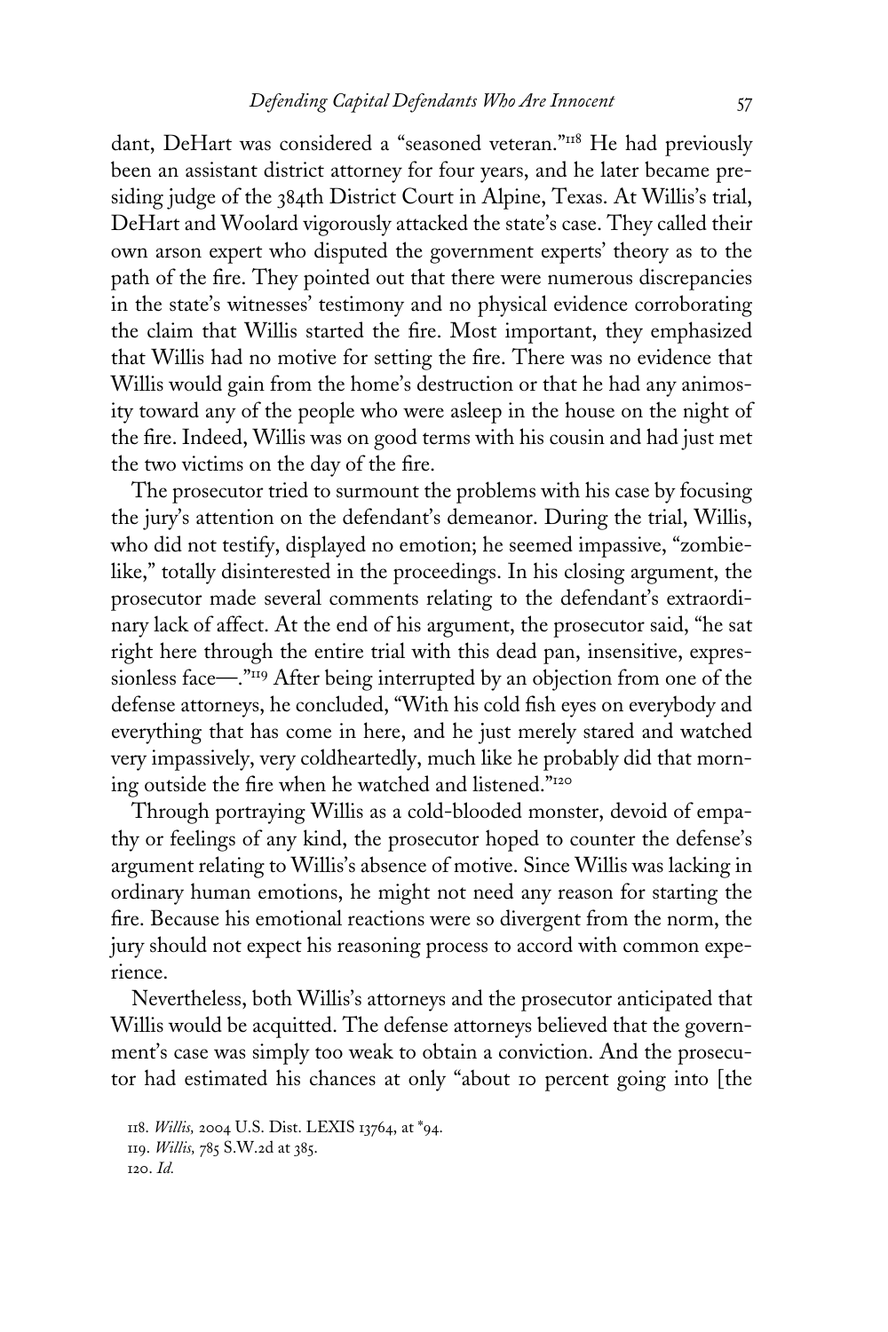dant, DeHart was considered a "seasoned veteran."[118] He had previously been an assistant district attorney for four years, and he later became presiding judge of the 384th District Court in Alpine, Texas. At Willis's trial, DeHart and Woolard vigorously attacked the state's case. They called their own arson expert who disputed the government experts' theory as to the path of the fire. They pointed out that there were numerous discrepancies in the state's witnesses' testimony and no physical evidence corroborating the claim that Willis started the fire. Most important, they emphasized that Willis had no motive for setting the fire. There was no evidence that Willis would gain from the home's destruction or that he had any animosity toward any of the people who were asleep in the house on the night of the fire. Indeed, Willis was on good terms with his cousin and had just met the two victims on the day of the fire.

The prosecutor tried to surmount the problems with his case by focusing the jury's attention on the defendant's demeanor. During the trial, Willis, who did not testify, displayed no emotion; he seemed impassive, "zombie-like," totally disinterested in the proceedings. In his closing argument, the prosecutor made several comments relating to the defendant's extraordinary lack of affect. At the end of his argument, the prosecutor said, "he sat right here through the entire trial with this dead pan, insensitive, expressionless face—."[119] After being interrupted by an objection from one of the defense attorneys, he concluded, "With his cold fish eyes on everybody and everything that has come in here, and he just merely stared and watched very impassively, very coldheartedly, much like he probably did that morning outside the fire when he watched and listened."[120]

Through portraying Willis as a cold-blooded monster, devoid of empathy or feelings of any kind, the prosecutor hoped to counter the defense's argument relating to Willis's absence of motive. Since Willis was lacking in ordinary human emotions, he might not need any reason for starting the fire. Because his emotional reactions were so divergent from the norm, the jury should not expect his reasoning process to accord with common experience.

Nevertheless, both Willis's attorneys and the prosecutor anticipated that Willis would be acquitted. The defense attorneys believed that the government's case was simply too weak to obtain a conviction. And the prosecutor had estimated his chances at only "about 10 percent going into [the

118. *Willis,* 2004 U.S. Dist. LEXIS 13764, at *94.

119. *Willis,* 785 S.W.2d at 385.

120. *Id.*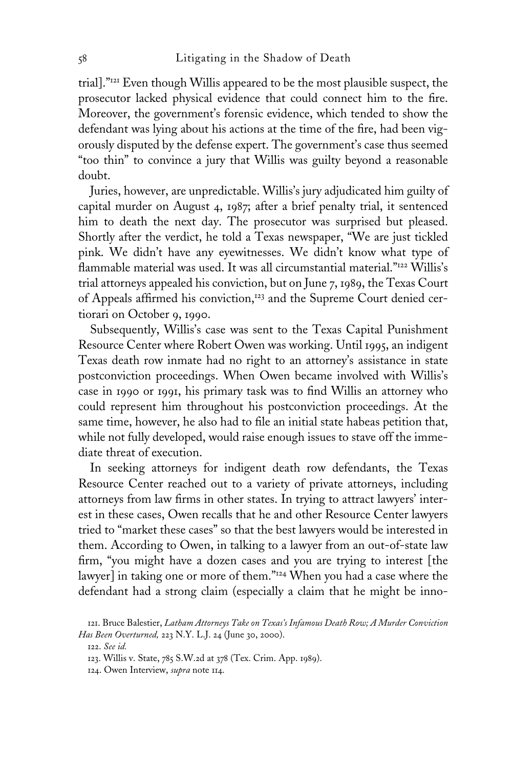trial]."[121] Even though Willis appeared to be the most plausible suspect, the prosecutor lacked physical evidence that could connect him to the fire. Moreover, the government's forensic evidence, which tended to show the defendant was lying about his actions at the time of the fire, had been vigorously disputed by the defense expert. The government's case thus seemed "too thin" to convince a jury that Willis was guilty beyond a reasonable doubt.

Juries, however, are unpredictable. Willis's jury adjudicated him guilty of capital murder on August 4, 1987; after a brief penalty trial, it sentenced him to death the next day. The prosecutor was surprised but pleased. Shortly after the verdict, he told a Texas newspaper, "We are just tickled pink. We didn't have any eyewitnesses. We didn't know what type of flammable material was used. It was all circumstantial material."[122] Willis's trial attorneys appealed his conviction, but on June 7, 1989, the Texas Court of Appeals affirmed his conviction,[123] and the Supreme Court denied certiorari on October 9, 1990.

Subsequently, Willis's case was sent to the Texas Capital Punishment Resource Center where Robert Owen was working. Until 1995, an indigent Texas death row inmate had no right to an attorney's assistance in state postconviction proceedings. When Owen became involved with Willis's case in 1990 or 1991, his primary task was to find Willis an attorney who could represent him throughout his postconviction proceedings. At the same time, however, he also had to file an initial state habeas petition that, while not fully developed, would raise enough issues to stave off the immediate threat of execution.

In seeking attorneys for indigent death row defendants, the Texas Resource Center reached out to a variety of private attorneys, including attorneys from law firms in other states. In trying to attract lawyers' interest in these cases, Owen recalls that he and other Resource Center lawyers tried to "market these cases" so that the best lawyers would be interested in them. According to Owen, in talking to a lawyer from an out-of-state law firm, "you might have a dozen cases and you are trying to interest [the lawyer] in taking one or more of them."[124] When you had a case where the defendant had a strong claim (especially a claim that he might be inno-

121. Bruce Balestier, *Latham Attorneys Take on Texas's Infamous Death Row; A Murder Conviction Has Been Overturned,* 223 N.Y. L.J. 24 (June 30, 2000).

122. *See id.*

123. Willis v. State, 785 S.W.2d at 378 (Tex. Crim. App. 1989).

124. Owen Interview, *supra* note 114.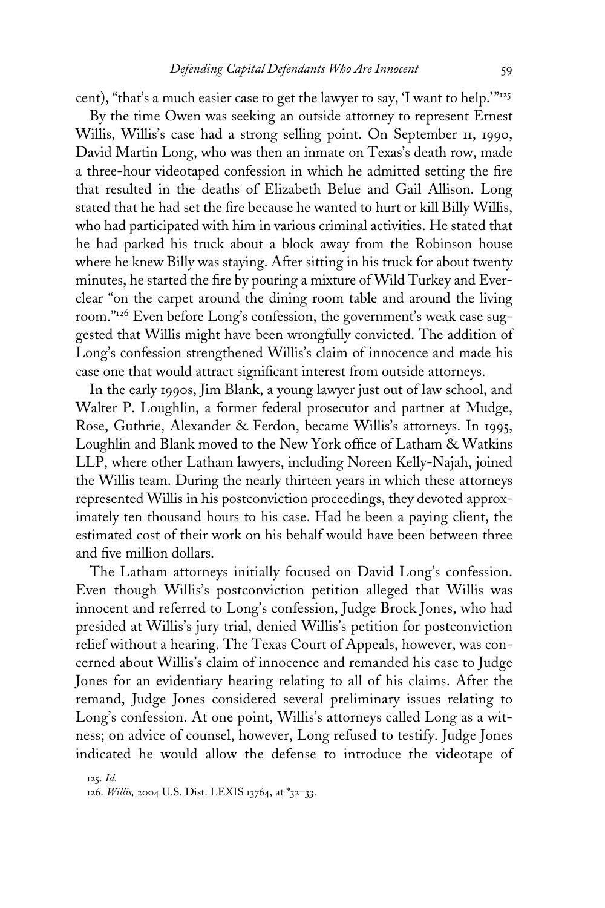cent), "that's a much easier case to get the lawyer to say, 'I want to help.'"[125]

By the time Owen was seeking an outside attorney to represent Ernest Willis, Willis's case had a strong selling point. On September 11, 1990, David Martin Long, who was then an inmate on Texas's death row, made a three-hour videotaped confession in which he admitted setting the fire that resulted in the deaths of Elizabeth Belue and Gail Allison. Long stated that he had set the fire because he wanted to hurt or kill Billy Willis, who had participated with him in various criminal activities. He stated that he had parked his truck about a block away from the Robinson house where he knew Billy was staying. After sitting in his truck for about twenty minutes, he started the fire by pouring a mixture of Wild Turkey and Everclear "on the carpet around the dining room table and around the living room."[126] Even before Long's confession, the government's weak case suggested that Willis might have been wrongfully convicted. The addition of Long's confession strengthened Willis's claim of innocence and made his case one that would attract significant interest from outside attorneys.

In the early 1990s, Jim Blank, a young lawyer just out of law school, and Walter P. Loughlin, a former federal prosecutor and partner at Mudge, Rose, Guthrie, Alexander & Ferdon, became Willis's attorneys. In 1995, Loughlin and Blank moved to the New York office of Latham & Watkins LLP, where other Latham lawyers, including Noreen Kelly-Najah, joined the Willis team. During the nearly thirteen years in which these attorneys represented Willis in his postconviction proceedings, they devoted approximately ten thousand hours to his case. Had he been a paying client, the estimated cost of their work on his behalf would have been between three and five million dollars.

The Latham attorneys initially focused on David Long's confession. Even though Willis's postconviction petition alleged that Willis was innocent and referred to Long's confession, Judge Brock Jones, who had presided at Willis's jury trial, denied Willis's petition for postconviction relief without a hearing. The Texas Court of Appeals, however, was concerned about Willis's claim of innocence and remanded his case to Judge Jones for an evidentiary hearing relating to all of his claims. After the remand, Judge Jones considered several preliminary issues relating to Long's confession. At one point, Willis's attorneys called Long as a witness; on advice of counsel, however, Long refused to testify. Judge Jones indicated he would allow the defense to introduce the videotape of

125. *Id.*

126. *Willis,* 2004 U.S. Dist. LEXIS 13764, at *32–33.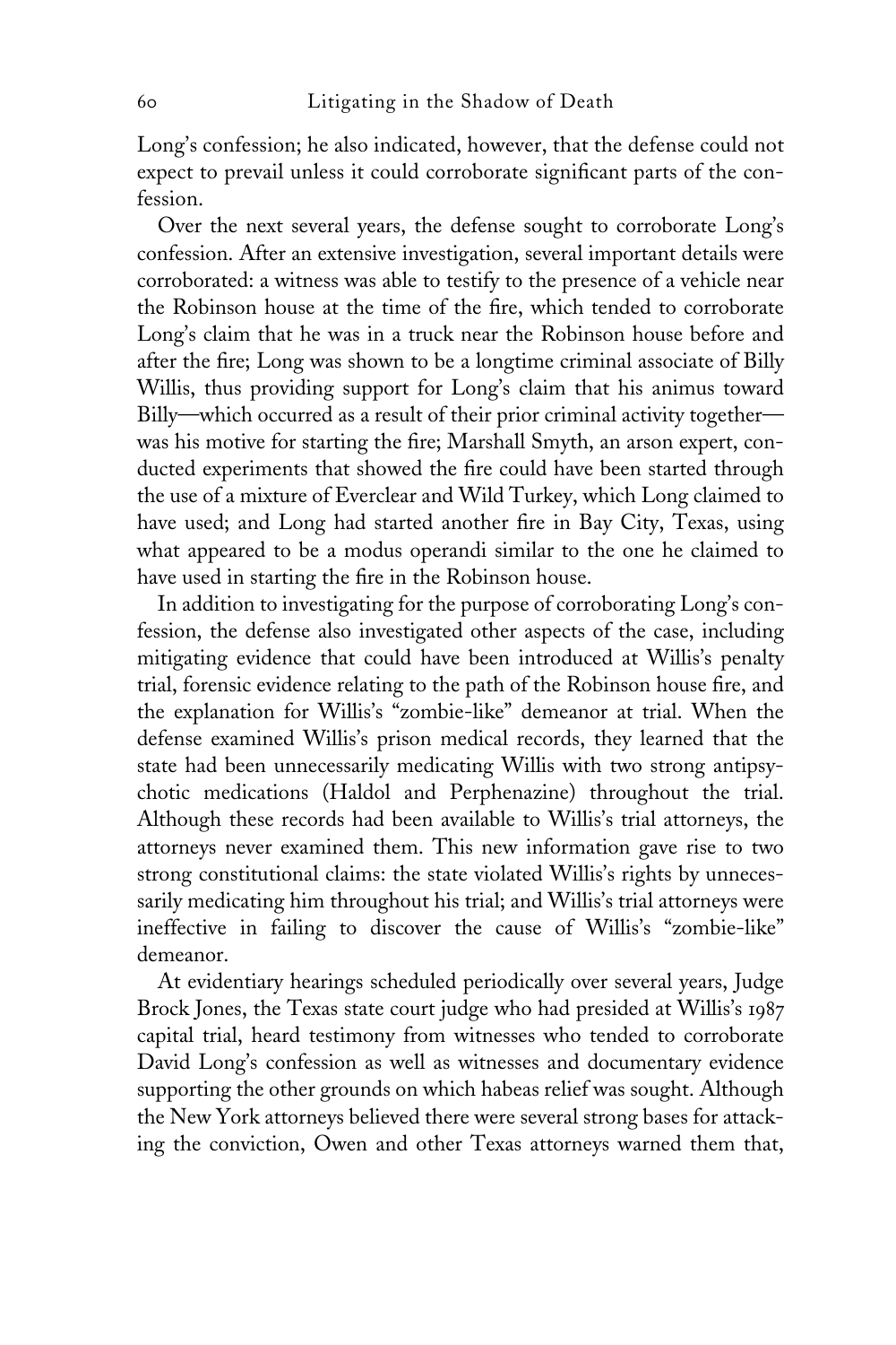Long's confession; he also indicated, however, that the defense could not expect to prevail unless it could corroborate significant parts of the confession.

Over the next several years, the defense sought to corroborate Long's confession. After an extensive investigation, several important details were corroborated: a witness was able to testify to the presence of a vehicle near the Robinson house at the time of the fire, which tended to corroborate Long's claim that he was in a truck near the Robinson house before and after the fire; Long was shown to be a longtime criminal associate of Billy Willis, thus providing support for Long's claim that his animus toward Billy—which occurred as a result of their prior criminal activity together—was his motive for starting the fire; Marshall Smyth, an arson expert, conducted experiments that showed the fire could have been started through the use of a mixture of Everclear and Wild Turkey, which Long claimed to have used; and Long had started another fire in Bay City, Texas, using what appeared to be a modus operandi similar to the one he claimed to have used in starting the fire in the Robinson house.

In addition to investigating for the purpose of corroborating Long's confession, the defense also investigated other aspects of the case, including mitigating evidence that could have been introduced at Willis's penalty trial, forensic evidence relating to the path of the Robinson house fire, and the explanation for Willis's "zombie-like" demeanor at trial. When the defense examined Willis's prison medical records, they learned that the state had been unnecessarily medicating Willis with two strong antipsychotic medications (Haldol and Perphenazine) throughout the trial. Although these records had been available to Willis's trial attorneys, the attorneys never examined them. This new information gave rise to two strong constitutional claims: the state violated Willis's rights by unnecessarily medicating him throughout his trial; and Willis's trial attorneys were ineffective in failing to discover the cause of Willis's "zombie-like" demeanor.

At evidentiary hearings scheduled periodically over several years, Judge Brock Jones, the Texas state court judge who had presided at Willis's 1987 capital trial, heard testimony from witnesses who tended to corroborate David Long's confession as well as witnesses and documentary evidence supporting the other grounds on which habeas relief was sought. Although the New York attorneys believed there were several strong bases for attacking the conviction, Owen and other Texas attorneys warned them that,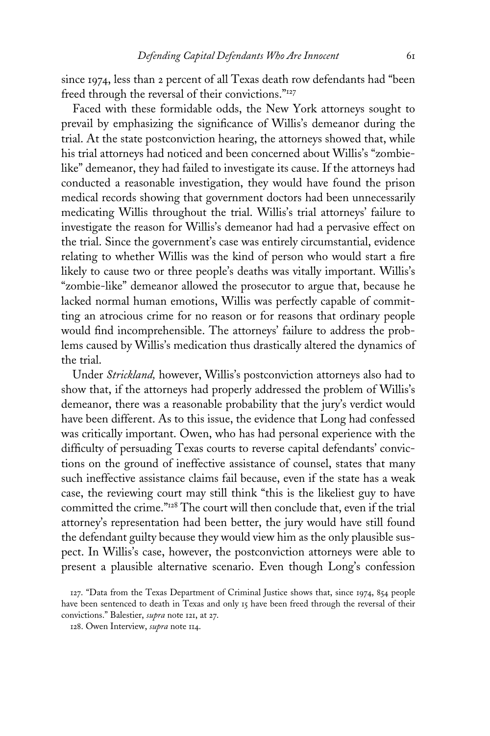since 1974, less than 2 percent of all Texas death row defendants had "been freed through the reversal of their convictions."[127]

Faced with these formidable odds, the New York attorneys sought to prevail by emphasizing the significance of Willis's demeanor during the trial. At the state postconviction hearing, the attorneys showed that, while his trial attorneys had noticed and been concerned about Willis's "zombie-like" demeanor, they had failed to investigate its cause. If the attorneys had conducted a reasonable investigation, they would have found the prison medical records showing that government doctors had been unnecessarily medicating Willis throughout the trial. Willis's trial attorneys' failure to investigate the reason for Willis's demeanor had had a pervasive effect on the trial. Since the government's case was entirely circumstantial, evidence relating to whether Willis was the kind of person who would start a fire likely to cause two or three people's deaths was vitally important. Willis's "zombie-like" demeanor allowed the prosecutor to argue that, because he lacked normal human emotions, Willis was perfectly capable of committing an atrocious crime for no reason or for reasons that ordinary people would find incomprehensible. The attorneys' failure to address the problems caused by Willis's medication thus drastically altered the dynamics of the trial.

Under *Strickland,* however, Willis's postconviction attorneys also had to show that, if the attorneys had properly addressed the problem of Willis's demeanor, there was a reasonable probability that the jury's verdict would have been different. As to this issue, the evidence that Long had confessed was critically important. Owen, who has had personal experience with the difficulty of persuading Texas courts to reverse capital defendants' convictions on the ground of ineffective assistance of counsel, states that many such ineffective assistance claims fail because, even if the state has a weak case, the reviewing court may still think "this is the likeliest guy to have committed the crime."[128] The court will then conclude that, even if the trial attorney's representation had been better, the jury would have still found the defendant guilty because they would view him as the only plausible suspect. In Willis's case, however, the postconviction attorneys were able to present a plausible alternative scenario. Even though Long's confession

127. "Data from the Texas Department of Criminal Justice shows that, since 1974, 854 people have been sentenced to death in Texas and only 15 have been freed through the reversal of their convictions." Balestier, *supra* note 121, at 27.

128. Owen Interview, *supra* note 114.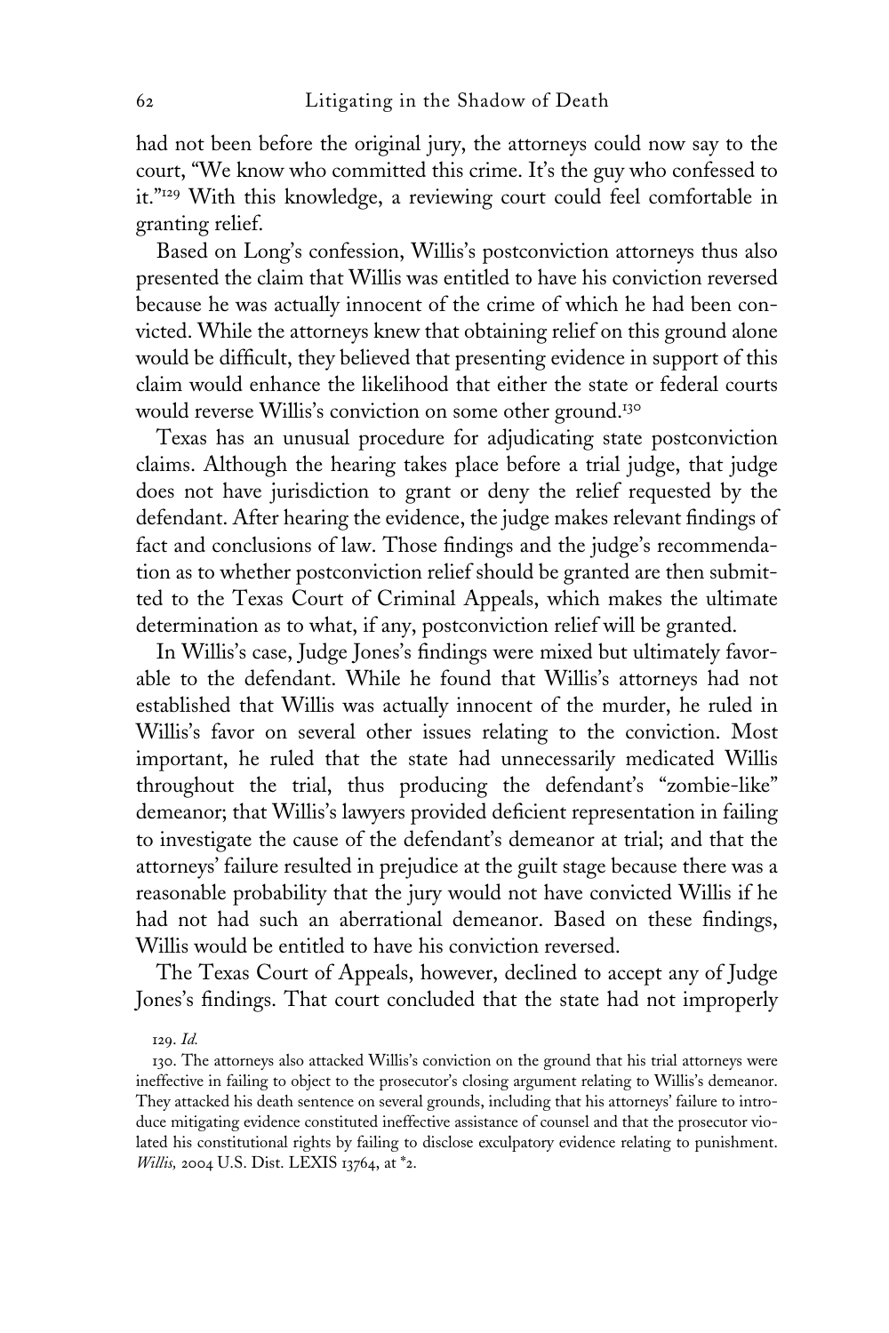had not been before the original jury, the attorneys could now say to the court, "We know who committed this crime. It's the guy who confessed to it."[129] With this knowledge, a reviewing court could feel comfortable in granting relief.

Based on Long's confession, Willis's postconviction attorneys thus also presented the claim that Willis was entitled to have his conviction reversed because he was actually innocent of the crime of which he had been convicted. While the attorneys knew that obtaining relief on this ground alone would be difficult, they believed that presenting evidence in support of this claim would enhance the likelihood that either the state or federal courts would reverse Willis's conviction on some other ground.[130]

Texas has an unusual procedure for adjudicating state postconviction claims. Although the hearing takes place before a trial judge, that judge does not have jurisdiction to grant or deny the relief requested by the defendant. After hearing the evidence, the judge makes relevant findings of fact and conclusions of law. Those findings and the judge's recommendation as to whether postconviction relief should be granted are then submitted to the Texas Court of Criminal Appeals, which makes the ultimate determination as to what, if any, postconviction relief will be granted.

In Willis's case, Judge Jones's findings were mixed but ultimately favorable to the defendant. While he found that Willis's attorneys had not established that Willis was actually innocent of the murder, he ruled in Willis's favor on several other issues relating to the conviction. Most important, he ruled that the state had unnecessarily medicated Willis throughout the trial, thus producing the defendant's "zombie-like" demeanor; that Willis's lawyers provided deficient representation in failing to investigate the cause of the defendant's demeanor at trial; and that the attorneys' failure resulted in prejudice at the guilt stage because there was a reasonable probability that the jury would not have convicted Willis if he had not had such an aberrational demeanor. Based on these findings, Willis would be entitled to have his conviction reversed.

The Texas Court of Appeals, however, declined to accept any of Judge Jones's findings. That court concluded that the state had not improperly

129. *Id.*

130. The attorneys also attacked Willis's conviction on the ground that his trial attorneys were ineffective in failing to object to the prosecutor's closing argument relating to Willis's demeanor. They attacked his death sentence on several grounds, including that his attorneys' failure to introduce mitigating evidence constituted ineffective assistance of counsel and that the prosecutor violated his constitutional rights by failing to disclose exculpatory evidence relating to punishment. *Willis,* 2004 U.S. Dist. LEXIS 13764, at *2.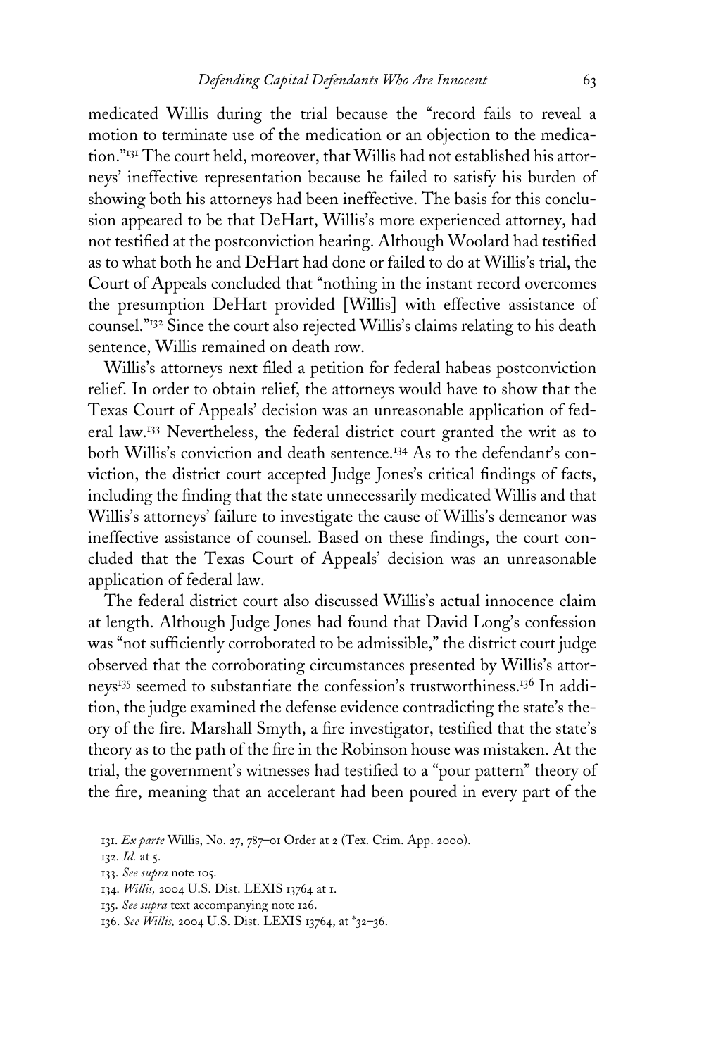medicated Willis during the trial because the "record fails to reveal a motion to terminate use of the medication or an objection to the medication."[131] The court held, moreover, that Willis had not established his attorneys' ineffective representation because he failed to satisfy his burden of showing both his attorneys had been ineffective. The basis for this conclusion appeared to be that DeHart, Willis's more experienced attorney, had not testified at the postconviction hearing. Although Woolard had testified as to what both he and DeHart had done or failed to do at Willis's trial, the Court of Appeals concluded that "nothing in the instant record overcomes the presumption DeHart provided [Willis] with effective assistance of counsel."[132] Since the court also rejected Willis's claims relating to his death sentence, Willis remained on death row.

Willis's attorneys next filed a petition for federal habeas postconviction relief. In order to obtain relief, the attorneys would have to show that the Texas Court of Appeals' decision was an unreasonable application of federal law.[133] Nevertheless, the federal district court granted the writ as to both Willis's conviction and death sentence.[134] As to the defendant's conviction, the district court accepted Judge Jones's critical findings of facts, including the finding that the state unnecessarily medicated Willis and that Willis's attorneys' failure to investigate the cause of Willis's demeanor was ineffective assistance of counsel. Based on these findings, the court concluded that the Texas Court of Appeals' decision was an unreasonable application of federal law.

The federal district court also discussed Willis's actual innocence claim at length. Although Judge Jones had found that David Long's confession was "not sufficiently corroborated to be admissible," the district court judge observed that the corroborating circumstances presented by Willis's attorneys[135] seemed to substantiate the confession's trustworthiness.[136] In addition, the judge examined the defense evidence contradicting the state's theory of the fire. Marshall Smyth, a fire investigator, testified that the state's theory as to the path of the fire in the Robinson house was mistaken. At the trial, the government's witnesses had testified to a "pour pattern" theory of the fire, meaning that an accelerant had been poured in every part of the

131. *Ex parte* Willis, No. 27, 787–01 Order at 2 (Tex. Crim. App. 2000).

132. *Id.* at 5.

133. *See supra* note 105.

134. *Willis,* 2004 U.S. Dist. LEXIS 13764 at 1.

135. *See supra* text accompanying note 126.

136. *See Willis,* 2004 U.S. Dist. LEXIS 13764, at *32–36.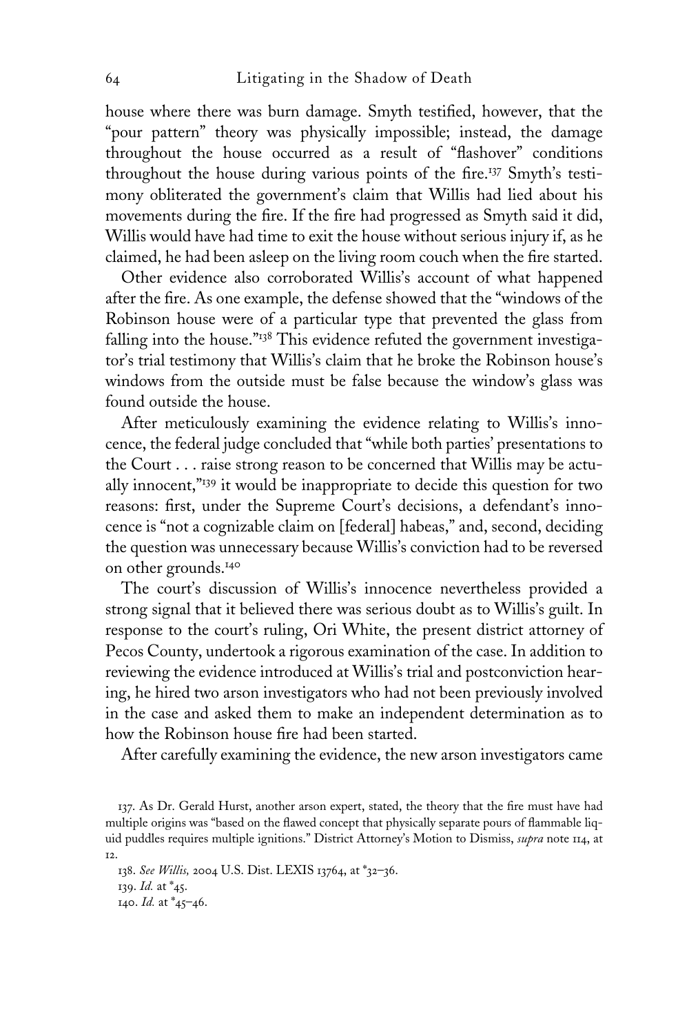house where there was burn damage. Smyth testified, however, that the "pour pattern" theory was physically impossible; instead, the damage throughout the house occurred as a result of "flashover" conditions throughout the house during various points of the fire.[137] Smyth's testimony obliterated the government's claim that Willis had lied about his movements during the fire. If the fire had progressed as Smyth said it did, Willis would have had time to exit the house without serious injury if, as he claimed, he had been asleep on the living room couch when the fire started.

Other evidence also corroborated Willis's account of what happened after the fire. As one example, the defense showed that the "windows of the Robinson house were of a particular type that prevented the glass from falling into the house."[138] This evidence refuted the government investigator's trial testimony that Willis's claim that he broke the Robinson house's windows from the outside must be false because the window's glass was found outside the house.

After meticulously examining the evidence relating to Willis's innocence, the federal judge concluded that "while both parties' presentations to the Court . . . raise strong reason to be concerned that Willis may be actually innocent,"[139] it would be inappropriate to decide this question for two reasons: first, under the Supreme Court's decisions, a defendant's innocence is "not a cognizable claim on [federal] habeas," and, second, deciding the question was unnecessary because Willis's conviction had to be reversed on other grounds.[140]

The court's discussion of Willis's innocence nevertheless provided a strong signal that it believed there was serious doubt as to Willis's guilt. In response to the court's ruling, Ori White, the present district attorney of Pecos County, undertook a rigorous examination of the case. In addition to reviewing the evidence introduced at Willis's trial and postconviction hearing, he hired two arson investigators who had not been previously involved in the case and asked them to make an independent determination as to how the Robinson house fire had been started.

After carefully examining the evidence, the new arson investigators came

137. As Dr. Gerald Hurst, another arson expert, stated, the theory that the fire must have had multiple origins was "based on the flawed concept that physically separate pours of flammable liquid puddles requires multiple ignitions." District Attorney's Motion to Dismiss, *supra* note 114, at 12.

138. *See Willis,* 2004 U.S. Dist. LEXIS 13764, at *32–36.

139. *Id.* at *45.

140. *Id.* at *45–46.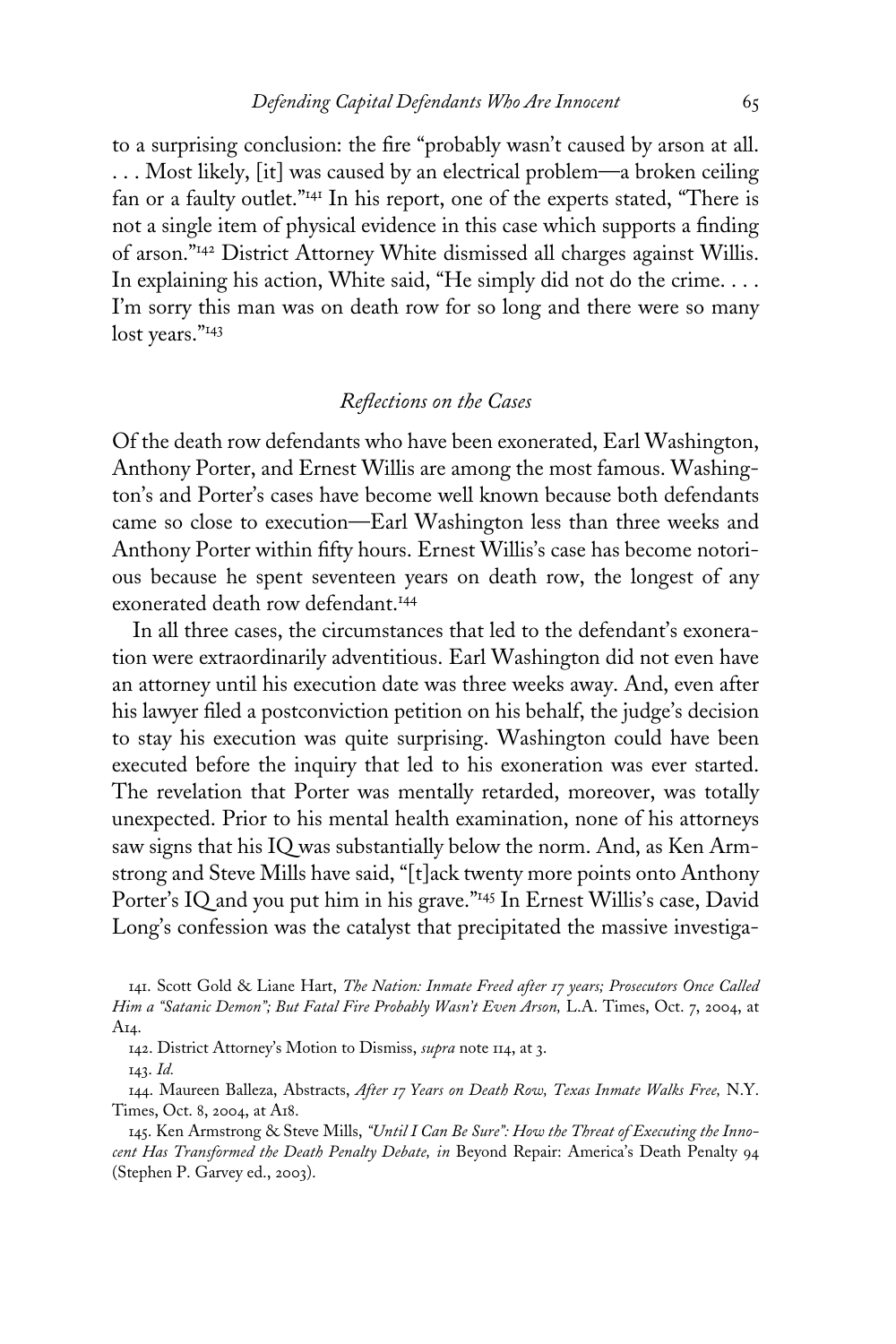to a surprising conclusion: the fire "probably wasn't caused by arson at all. . . . Most likely, [it] was caused by an electrical problem—a broken ceiling fan or a faulty outlet."[141] In his report, one of the experts stated, "There is not a single item of physical evidence in this case which supports a finding of arson."[142] District Attorney White dismissed all charges against Willis. In explaining his action, White said, "He simply did not do the crime. . . . I'm sorry this man was on death row for so long and there were so many lost years."[143]

### *Reflections on the Cases*

Of the death row defendants who have been exonerated, Earl Washington, Anthony Porter, and Ernest Willis are among the most famous. Washington's and Porter's cases have become well known because both defendants came so close to execution—Earl Washington less than three weeks and Anthony Porter within fifty hours. Ernest Willis's case has become notorious because he spent seventeen years on death row, the longest of any exonerated death row defendant.[144]

In all three cases, the circumstances that led to the defendant's exoneration were extraordinarily adventitious. Earl Washington did not even have an attorney until his execution date was three weeks away. And, even after his lawyer filed a postconviction petition on his behalf, the judge's decision to stay his execution was quite surprising. Washington could have been executed before the inquiry that led to his exoneration was ever started. The revelation that Porter was mentally retarded, moreover, was totally unexpected. Prior to his mental health examination, none of his attorneys saw signs that his IQ was substantially below the norm. And, as Ken Armstrong and Steve Mills have said, "[t]ack twenty more points onto Anthony Porter's IQ and you put him in his grave."[145] In Ernest Willis's case, David Long's confession was the catalyst that precipitated the massive investiga-

141. Scott Gold & Liane Hart, *The Nation: Inmate Freed after 17 years; Prosecutors Once Called Him a "Satanic Demon"; But Fatal Fire Probably Wasn't Even Arson,* L.A. Times, Oct. 7, 2004, at A14.

142. District Attorney's Motion to Dismiss, *supra* note 114, at 3.

143. *Id.*

144. Maureen Balleza, Abstracts, *After 17 Years on Death Row, Texas Inmate Walks Free,* N.Y. Times, Oct. 8, 2004, at A18.

145. Ken Armstrong & Steve Mills, *"Until I Can Be Sure": How the Threat of Executing the Innocent Has Transformed the Death Penalty Debate, in* Beyond Repair: America's Death Penalty 94 (Stephen P. Garvey ed., 2003).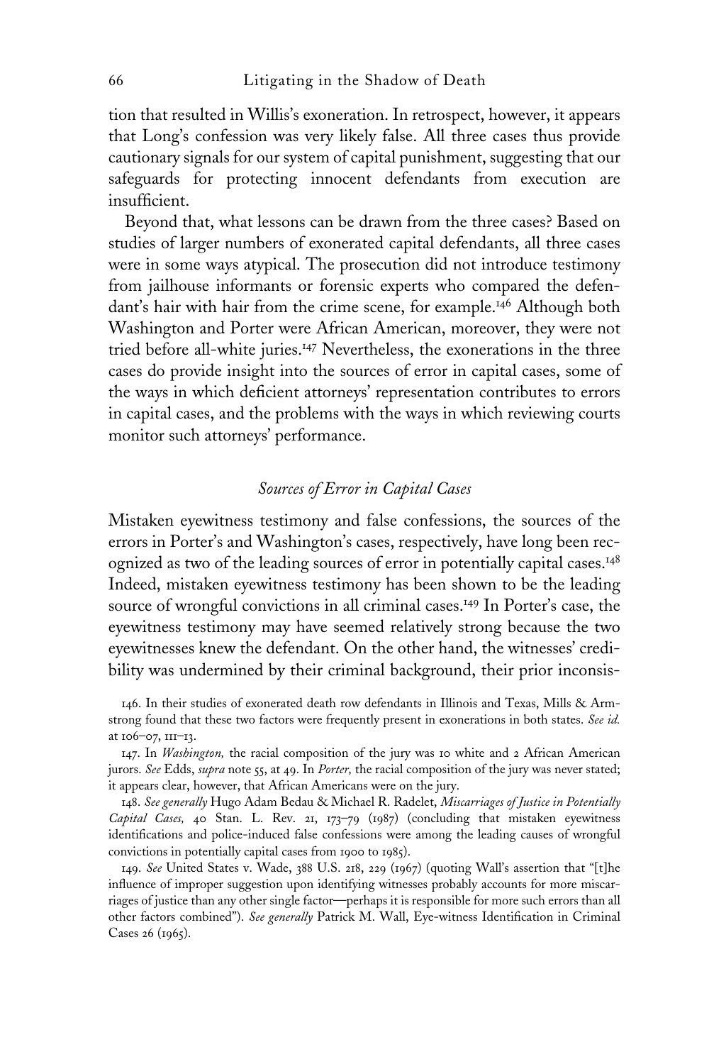tion that resulted in Willis's exoneration. In retrospect, however, it appears that Long's confession was very likely false. All three cases thus provide cautionary signals for our system of capital punishment, suggesting that our safeguards for protecting innocent defendants from execution are insufficient.

Beyond that, what lessons can be drawn from the three cases? Based on studies of larger numbers of exonerated capital defendants, all three cases were in some ways atypical. The prosecution did not introduce testimony from jailhouse informants or forensic experts who compared the defendant's hair with hair from the crime scene, for example.[146] Although both Washington and Porter were African American, moreover, they were not tried before all-white juries.[147] Nevertheless, the exonerations in the three cases do provide insight into the sources of error in capital cases, some of the ways in which deficient attorneys' representation contributes to errors in capital cases, and the problems with the ways in which reviewing courts monitor such attorneys' performance.

### *Sources of Error in Capital Cases*

Mistaken eyewitness testimony and false confessions, the sources of the errors in Porter's and Washington's cases, respectively, have long been recognized as two of the leading sources of error in potentially capital cases.[148] Indeed, mistaken eyewitness testimony has been shown to be the leading source of wrongful convictions in all criminal cases.[149] In Porter's case, the eyewitness testimony may have seemed relatively strong because the two eyewitnesses knew the defendant. On the other hand, the witnesses' credibility was undermined by their criminal background, their prior inconsis-

146. In their studies of exonerated death row defendants in Illinois and Texas, Mills & Armstrong found that these two factors were frequently present in exonerations in both states. *See id.* at 106–07, 111–13.

147. In *Washington,* the racial composition of the jury was 10 white and 2 African American jurors. *See* Edds, *supra* note 55, at 49. In *Porter,* the racial composition of the jury was never stated; it appears clear, however, that African Americans were on the jury.

148. *See generally* Hugo Adam Bedau & Michael R. Radelet, *Miscarriages of Justice in Potentially Capital Cases,* 40 Stan. L. Rev. 21, 173–79 (1987) (concluding that mistaken eyewitness identifications and police-induced false confessions were among the leading causes of wrongful convictions in potentially capital cases from 1900 to 1985).

149. *See* United States v. Wade, 388 U.S. 218, 229 (1967) (quoting Wall's assertion that "[t]he influence of improper suggestion upon identifying witnesses probably accounts for more miscarriages of justice than any other single factor—perhaps it is responsible for more such errors than all other factors combined"). *See generally* Patrick M. Wall, Eye-witness Identification in Criminal Cases 26 (1965).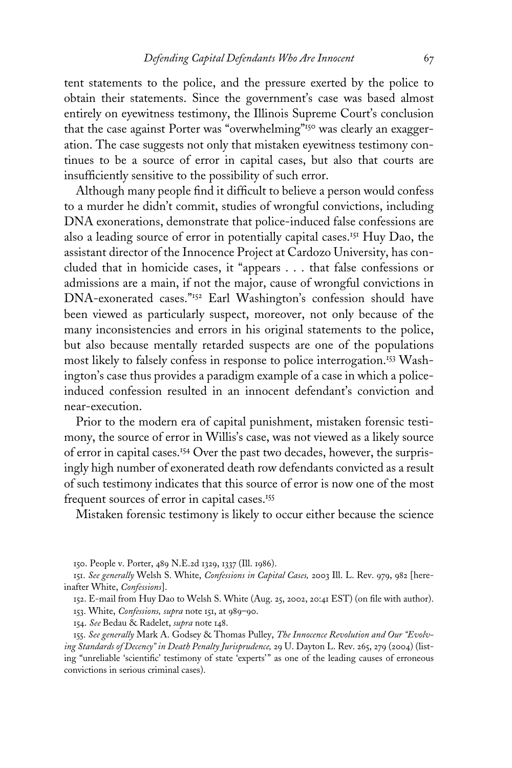tent statements to the police, and the pressure exerted by the police to obtain their statements. Since the government's case was based almost entirely on eyewitness testimony, the Illinois Supreme Court's conclusion that the case against Porter was "overwhelming"[150] was clearly an exaggeration. The case suggests not only that mistaken eyewitness testimony continues to be a source of error in capital cases, but also that courts are insufficiently sensitive to the possibility of such error.

Although many people find it difficult to believe a person would confess to a murder he didn't commit, studies of wrongful convictions, including DNA exonerations, demonstrate that police-induced false confessions are also a leading source of error in potentially capital cases.[151] Huy Dao, the assistant director of the Innocence Project at Cardozo University, has concluded that in homicide cases, it "appears . . . that false confessions or admissions are a main, if not the major, cause of wrongful convictions in DNA-exonerated cases."[152] Earl Washington's confession should have been viewed as particularly suspect, moreover, not only because of the many inconsistencies and errors in his original statements to the police, but also because mentally retarded suspects are one of the populations most likely to falsely confess in response to police interrogation.[153] Washington's case thus provides a paradigm example of a case in which a police-induced confession resulted in an innocent defendant's conviction and near-execution.

Prior to the modern era of capital punishment, mistaken forensic testimony, the source of error in Willis's case, was not viewed as a likely source of error in capital cases.[154] Over the past two decades, however, the surprisingly high number of exonerated death row defendants convicted as a result of such testimony indicates that this source of error is now one of the most frequent sources of error in capital cases.[155]

Mistaken forensic testimony is likely to occur either because the science

150. People v. Porter, 489 N.E.2d 1329, 1337 (Ill. 1986).

151. *See generally* Welsh S. White, *Confessions in Capital Cases,* 2003 Ill. L. Rev. 979, 982 [hereinafter White, *Confessions*].

152. E-mail from Huy Dao to Welsh S. White (Aug. 25, 2002, 20:41 EST) (on file with author).

153. White, *Confessions, supra* note 151, at 989–90.

154. *See* Bedau & Radelet, *supra* note 148.

155. *See generally* Mark A. Godsey & Thomas Pulley, *The Innocence Revolution and Our "Evolving Standards of Decency" in Death Penalty Jurisprudence,* 29 U. Dayton L. Rev. 265, 279 (2004) (listing "unreliable 'scientific' testimony of state 'experts'" as one of the leading causes of erroneous convictions in serious criminal cases).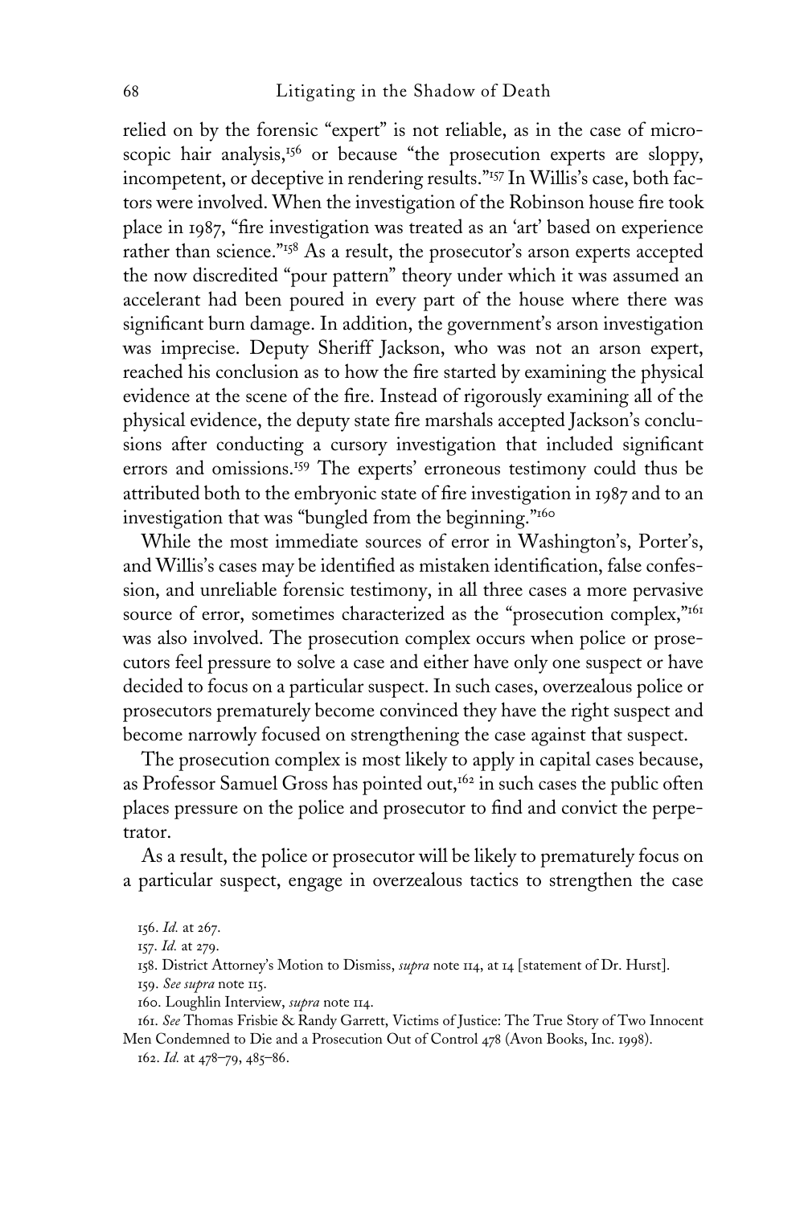relied on by the forensic "expert" is not reliable, as in the case of microscopic hair analysis,[156] or because "the prosecution experts are sloppy, incompetent, or deceptive in rendering results."[157] In Willis's case, both factors were involved. When the investigation of the Robinson house fire took place in 1987, "fire investigation was treated as an 'art' based on experience rather than science."[158] As a result, the prosecutor's arson experts accepted the now discredited "pour pattern" theory under which it was assumed an accelerant had been poured in every part of the house where there was significant burn damage. In addition, the government's arson investigation was imprecise. Deputy Sheriff Jackson, who was not an arson expert, reached his conclusion as to how the fire started by examining the physical evidence at the scene of the fire. Instead of rigorously examining all of the physical evidence, the deputy state fire marshals accepted Jackson's conclusions after conducting a cursory investigation that included significant errors and omissions.[159] The experts' erroneous testimony could thus be attributed both to the embryonic state of fire investigation in 1987 and to an investigation that was "bungled from the beginning."[160]

While the most immediate sources of error in Washington's, Porter's, and Willis's cases may be identified as mistaken identification, false confession, and unreliable forensic testimony, in all three cases a more pervasive source of error, sometimes characterized as the "prosecution complex,"[161] was also involved. The prosecution complex occurs when police or prosecutors feel pressure to solve a case and either have only one suspect or have decided to focus on a particular suspect. In such cases, overzealous police or prosecutors prematurely become convinced they have the right suspect and become narrowly focused on strengthening the case against that suspect.

The prosecution complex is most likely to apply in capital cases because, as Professor Samuel Gross has pointed out,[162] in such cases the public often places pressure on the police and prosecutor to find and convict the perpetrator.

As a result, the police or prosecutor will be likely to prematurely focus on a particular suspect, engage in overzealous tactics to strengthen the case

156. *Id.* at 267.

157. *Id.* at 279.

158. District Attorney's Motion to Dismiss, *supra* note 114, at 14 [statement of Dr. Hurst].

159. *See supra* note 115.

160. Loughlin Interview, *supra* note 114.

161. *See* Thomas Frisbie & Randy Garrett, Victims of Justice: The True Story of Two Innocent Men Condemned to Die and a Prosecution Out of Control 478 (Avon Books, Inc. 1998).

162. *Id.* at 478–79, 485–86.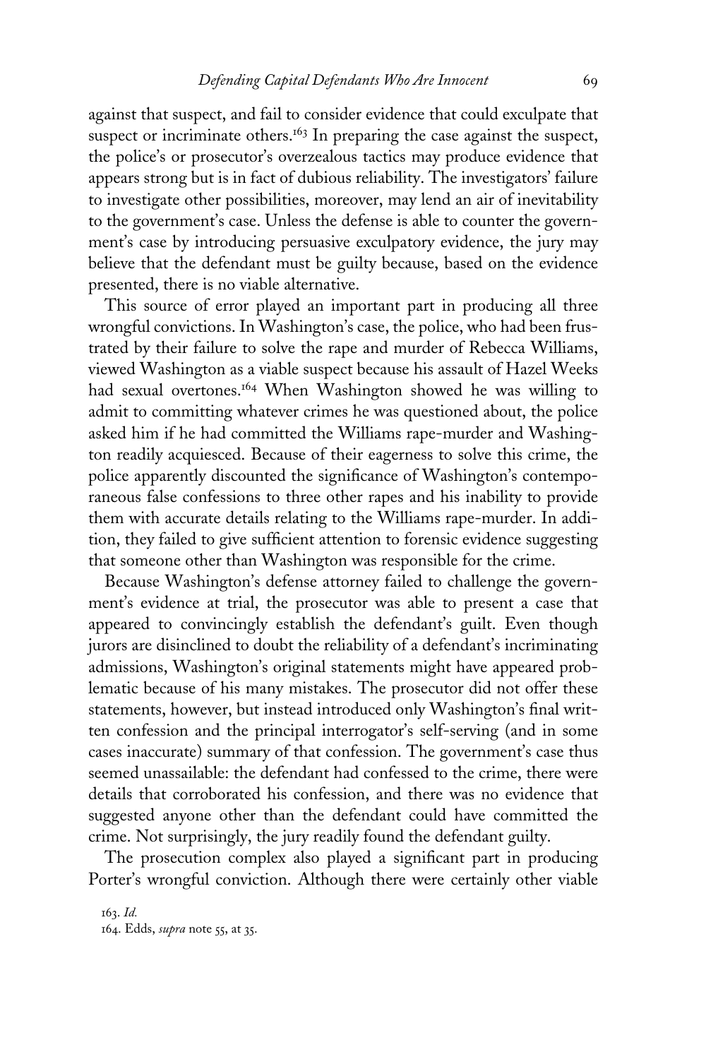against that suspect, and fail to consider evidence that could exculpate that suspect or incriminate others.[163] In preparing the case against the suspect, the police's or prosecutor's overzealous tactics may produce evidence that appears strong but is in fact of dubious reliability. The investigators' failure to investigate other possibilities, moreover, may lend an air of inevitability to the government's case. Unless the defense is able to counter the government's case by introducing persuasive exculpatory evidence, the jury may believe that the defendant must be guilty because, based on the evidence presented, there is no viable alternative.

This source of error played an important part in producing all three wrongful convictions. In Washington's case, the police, who had been frustrated by their failure to solve the rape and murder of Rebecca Williams, viewed Washington as a viable suspect because his assault of Hazel Weeks had sexual overtones.[164] When Washington showed he was willing to admit to committing whatever crimes he was questioned about, the police asked him if he had committed the Williams rape-murder and Washington readily acquiesced. Because of their eagerness to solve this crime, the police apparently discounted the significance of Washington's contemporaneous false confessions to three other rapes and his inability to provide them with accurate details relating to the Williams rape-murder. In addition, they failed to give sufficient attention to forensic evidence suggesting that someone other than Washington was responsible for the crime.

Because Washington's defense attorney failed to challenge the government's evidence at trial, the prosecutor was able to present a case that appeared to convincingly establish the defendant's guilt. Even though jurors are disinclined to doubt the reliability of a defendant's incriminating admissions, Washington's original statements might have appeared problematic because of his many mistakes. The prosecutor did not offer these statements, however, but instead introduced only Washington's final written confession and the principal interrogator's self-serving (and in some cases inaccurate) summary of that confession. The government's case thus seemed unassailable: the defendant had confessed to the crime, there were details that corroborated his confession, and there was no evidence that suggested anyone other than the defendant could have committed the crime. Not surprisingly, the jury readily found the defendant guilty.

The prosecution complex also played a significant part in producing Porter's wrongful conviction. Although there were certainly other viable

163. *Id.*

164. Edds, *supra* note 55, at 35.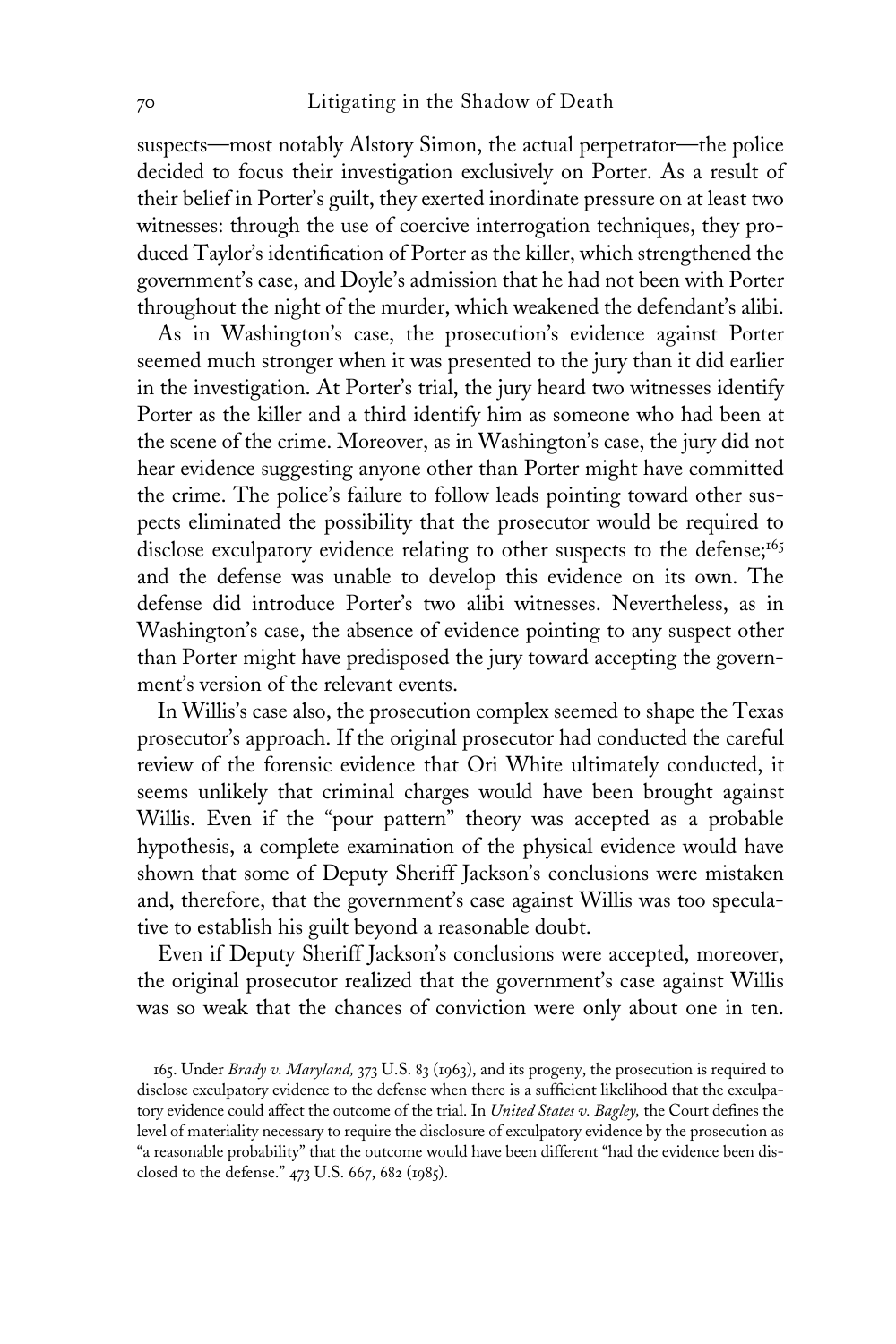suspects—most notably Alstory Simon, the actual perpetrator—the police decided to focus their investigation exclusively on Porter. As a result of their belief in Porter's guilt, they exerted inordinate pressure on at least two witnesses: through the use of coercive interrogation techniques, they produced Taylor's identification of Porter as the killer, which strengthened the government's case, and Doyle's admission that he had not been with Porter throughout the night of the murder, which weakened the defendant's alibi.

As in Washington's case, the prosecution's evidence against Porter seemed much stronger when it was presented to the jury than it did earlier in the investigation. At Porter's trial, the jury heard two witnesses identify Porter as the killer and a third identify him as someone who had been at the scene of the crime. Moreover, as in Washington's case, the jury did not hear evidence suggesting anyone other than Porter might have committed the crime. The police's failure to follow leads pointing toward other suspects eliminated the possibility that the prosecutor would be required to disclose exculpatory evidence relating to other suspects to the defense;[165] and the defense was unable to develop this evidence on its own. The defense did introduce Porter's two alibi witnesses. Nevertheless, as in Washington's case, the absence of evidence pointing to any suspect other than Porter might have predisposed the jury toward accepting the government's version of the relevant events.

In Willis's case also, the prosecution complex seemed to shape the Texas prosecutor's approach. If the original prosecutor had conducted the careful review of the forensic evidence that Ori White ultimately conducted, it seems unlikely that criminal charges would have been brought against Willis. Even if the "pour pattern" theory was accepted as a probable hypothesis, a complete examination of the physical evidence would have shown that some of Deputy Sheriff Jackson's conclusions were mistaken and, therefore, that the government's case against Willis was too speculative to establish his guilt beyond a reasonable doubt.

Even if Deputy Sheriff Jackson's conclusions were accepted, moreover, the original prosecutor realized that the government's case against Willis was so weak that the chances of conviction were only about one in ten.

165. Under *Brady v. Maryland,* 373 U.S. 83 (1963), and its progeny, the prosecution is required to disclose exculpatory evidence to the defense when there is a sufficient likelihood that the exculpatory evidence could affect the outcome of the trial. In *United States v. Bagley,* the Court defines the level of materiality necessary to require the disclosure of exculpatory evidence by the prosecution as "a reasonable probability" that the outcome would have been different "had the evidence been disclosed to the defense." 473 U.S. 667, 682 (1985).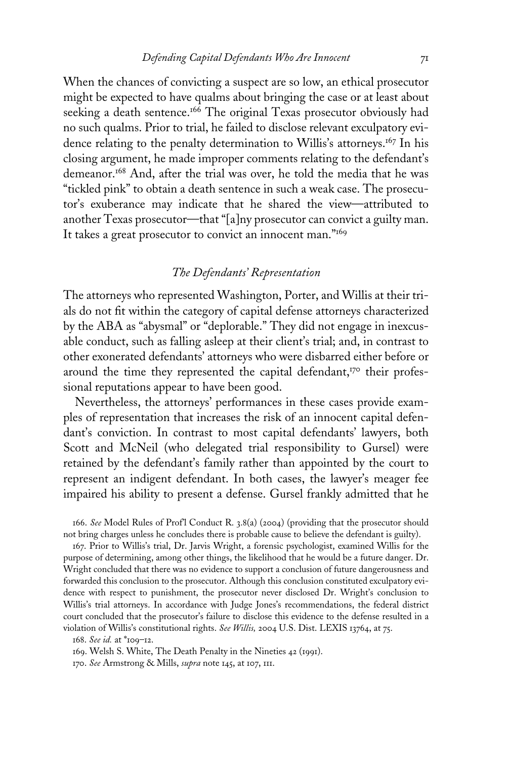When the chances of convicting a suspect are so low, an ethical prosecutor might be expected to have qualms about bringing the case or at least about seeking a death sentence.[166] The original Texas prosecutor obviously had no such qualms. Prior to trial, he failed to disclose relevant exculpatory evidence relating to the penalty determination to Willis's attorneys.[167] In his closing argument, he made improper comments relating to the defendant's demeanor.[168] And, after the trial was over, he told the media that he was "tickled pink" to obtain a death sentence in such a weak case. The prosecutor's exuberance may indicate that he shared the view—attributed to another Texas prosecutor—that "[a]ny prosecutor can convict a guilty man. It takes a great prosecutor to convict an innocent man."[169]

### *The Defendants' Representation*

The attorneys who represented Washington, Porter, and Willis at their trials do not fit within the category of capital defense attorneys characterized by the ABA as "abysmal" or "deplorable." They did not engage in inexcusable conduct, such as falling asleep at their client's trial; and, in contrast to other exonerated defendants' attorneys who were disbarred either before or around the time they represented the capital defendant,[170] their professional reputations appear to have been good.

Nevertheless, the attorneys' performances in these cases provide examples of representation that increases the risk of an innocent capital defendant's conviction. In contrast to most capital defendants' lawyers, both Scott and McNeil (who delegated trial responsibility to Gursel) were retained by the defendant's family rather than appointed by the court to represent an indigent defendant. In both cases, the lawyer's meager fee impaired his ability to present a defense. Gursel frankly admitted that he

166. *See* Model Rules of Prof'l Conduct R. 3.8(a) (2004) (providing that the prosecutor should not bring charges unless he concludes there is probable cause to believe the defendant is guilty).

167. Prior to Willis's trial, Dr. Jarvis Wright, a forensic psychologist, examined Willis for the purpose of determining, among other things, the likelihood that he would be a future danger. Dr. Wright concluded that there was no evidence to support a conclusion of future dangerousness and forwarded this conclusion to the prosecutor. Although this conclusion constituted exculpatory evidence with respect to punishment, the prosecutor never disclosed Dr. Wright's conclusion to Willis's trial attorneys. In accordance with Judge Jones's recommendations, the federal district court concluded that the prosecutor's failure to disclose this evidence to the defense resulted in a violation of Willis's constitutional rights. *See Willis,* 2004 U.S. Dist. LEXIS 13764, at 75.

168. *See id.* at *109–12.

169. Welsh S. White, The Death Penalty in the Nineties 42 (1991).

170. *See* Armstrong & Mills, *supra* note 145, at 107, 111.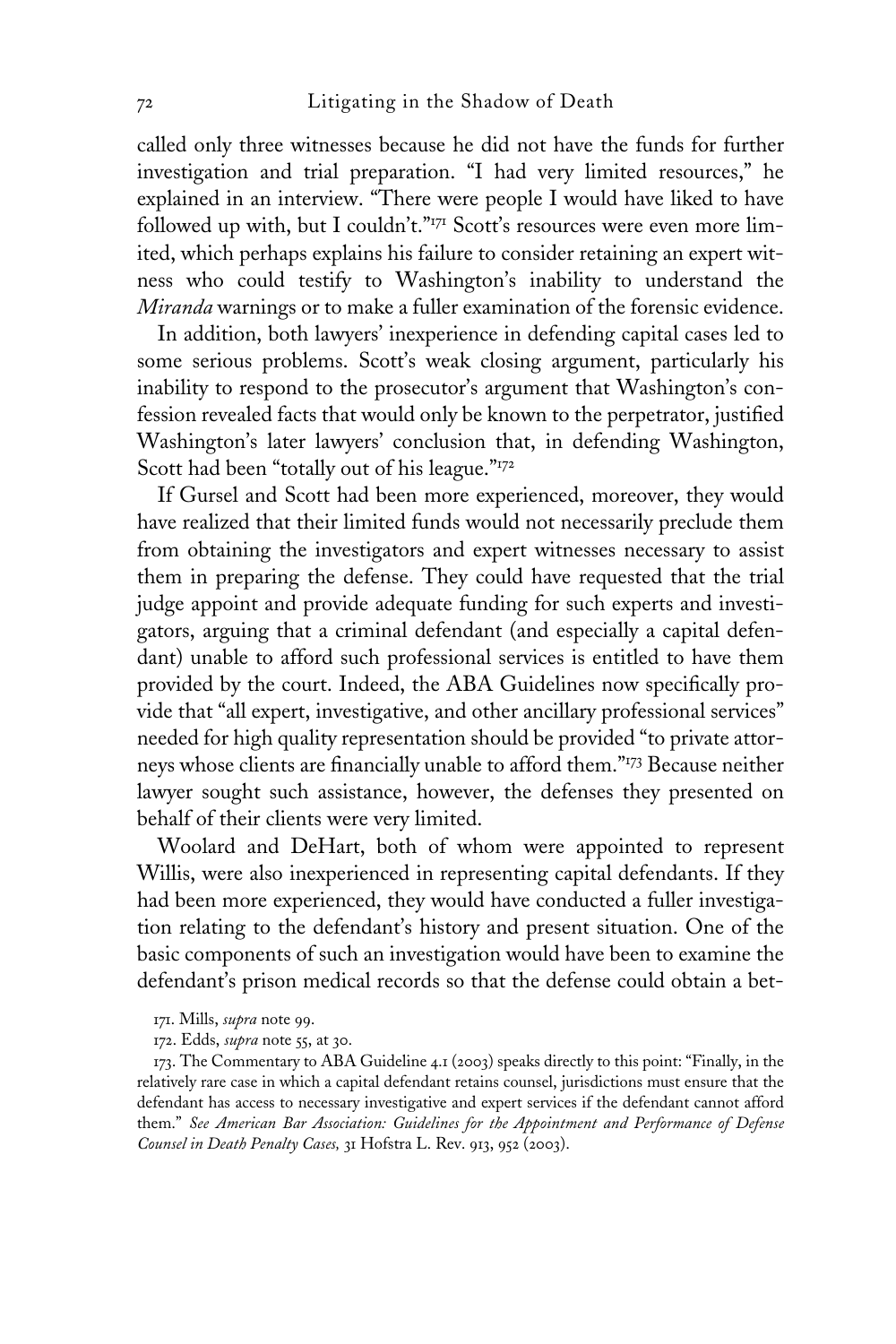called only three witnesses because he did not have the funds for further investigation and trial preparation. "I had very limited resources," he explained in an interview. "There were people I would have liked to have followed up with, but I couldn't."[171] Scott's resources were even more limited, which perhaps explains his failure to consider retaining an expert witness who could testify to Washington's inability to understand the *Miranda* warnings or to make a fuller examination of the forensic evidence.

In addition, both lawyers' inexperience in defending capital cases led to some serious problems. Scott's weak closing argument, particularly his inability to respond to the prosecutor's argument that Washington's confession revealed facts that would only be known to the perpetrator, justified Washington's later lawyers' conclusion that, in defending Washington, Scott had been "totally out of his league."[172]

If Gursel and Scott had been more experienced, moreover, they would have realized that their limited funds would not necessarily preclude them from obtaining the investigators and expert witnesses necessary to assist them in preparing the defense. They could have requested that the trial judge appoint and provide adequate funding for such experts and investigators, arguing that a criminal defendant (and especially a capital defendant) unable to afford such professional services is entitled to have them provided by the court. Indeed, the ABA Guidelines now specifically provide that "all expert, investigative, and other ancillary professional services" needed for high quality representation should be provided "to private attorneys whose clients are financially unable to afford them."[173] Because neither lawyer sought such assistance, however, the defenses they presented on behalf of their clients were very limited.

Woolard and DeHart, both of whom were appointed to represent Willis, were also inexperienced in representing capital defendants. If they had been more experienced, they would have conducted a fuller investigation relating to the defendant's history and present situation. One of the basic components of such an investigation would have been to examine the defendant's prison medical records so that the defense could obtain a bet-

171. Mills, *supra* note 99.

172. Edds, *supra* note 55, at 30.

173. The Commentary to ABA Guideline 4.1 (2003) speaks directly to this point: "Finally, in the relatively rare case in which a capital defendant retains counsel, jurisdictions must ensure that the defendant has access to necessary investigative and expert services if the defendant cannot afford them." *See American Bar Association: Guidelines for the Appointment and Performance of Defense Counsel in Death Penalty Cases,* 31 Hofstra L. Rev. 913, 952 (2003).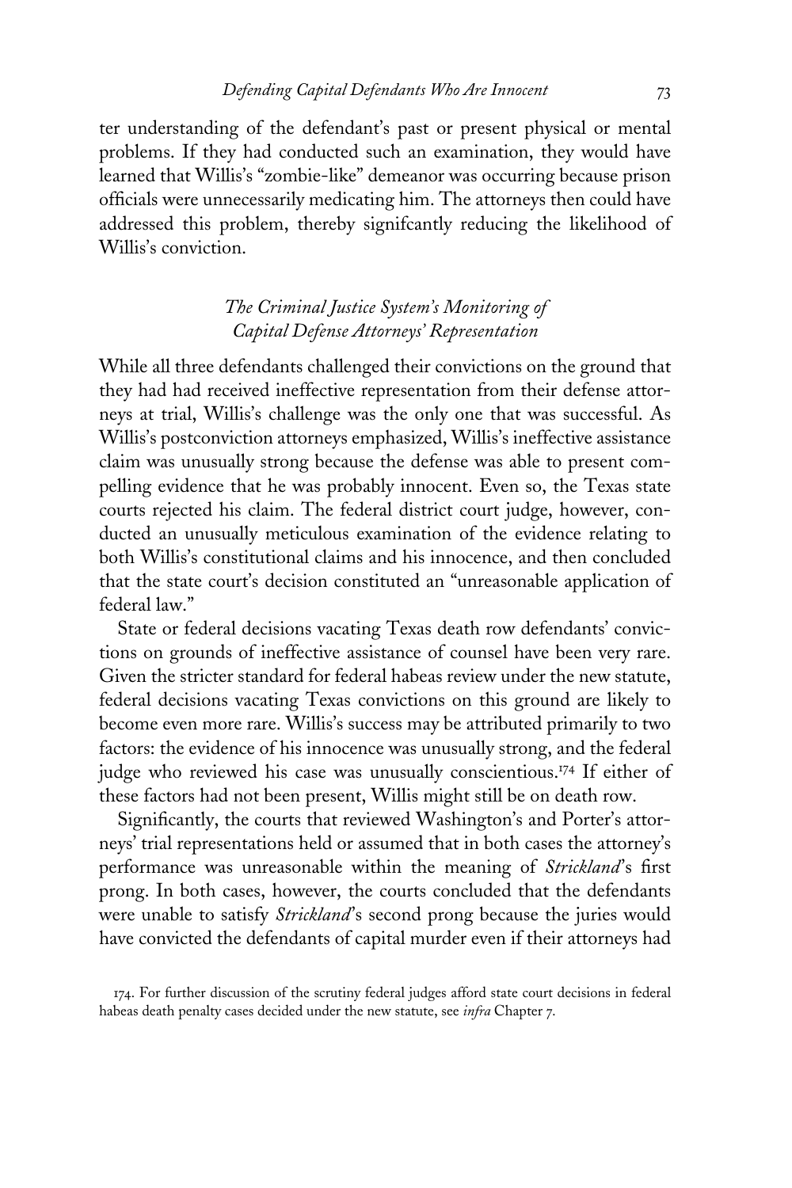ter understanding of the defendant's past or present physical or mental problems. If they had conducted such an examination, they would have learned that Willis's "zombie-like" demeanor was occurring because prison officials were unnecessarily medicating him. The attorneys then could have addressed this problem, thereby signifcantly reducing the likelihood of Willis's conviction.

### *The Criminal Justice System's Monitoring of Capital Defense Attorneys' Representation*

While all three defendants challenged their convictions on the ground that they had had received ineffective representation from their defense attorneys at trial, Willis's challenge was the only one that was successful. As Willis's postconviction attorneys emphasized, Willis's ineffective assistance claim was unusually strong because the defense was able to present compelling evidence that he was probably innocent. Even so, the Texas state courts rejected his claim. The federal district court judge, however, conducted an unusually meticulous examination of the evidence relating to both Willis's constitutional claims and his innocence, and then concluded that the state court's decision constituted an "unreasonable application of federal law."

State or federal decisions vacating Texas death row defendants' convictions on grounds of ineffective assistance of counsel have been very rare. Given the stricter standard for federal habeas review under the new statute, federal decisions vacating Texas convictions on this ground are likely to become even more rare. Willis's success may be attributed primarily to two factors: the evidence of his innocence was unusually strong, and the federal judge who reviewed his case was unusually conscientious.[174] If either of these factors had not been present, Willis might still be on death row.

Significantly, the courts that reviewed Washington's and Porter's attorneys' trial representations held or assumed that in both cases the attorney's performance was unreasonable within the meaning of *Strickland*'s first prong. In both cases, however, the courts concluded that the defendants were unable to satisfy *Strickland*'s second prong because the juries would have convicted the defendants of capital murder even if their attorneys had

174. For further discussion of the scrutiny federal judges afford state court decisions in federal habeas death penalty cases decided under the new statute, see *infra* Chapter 7.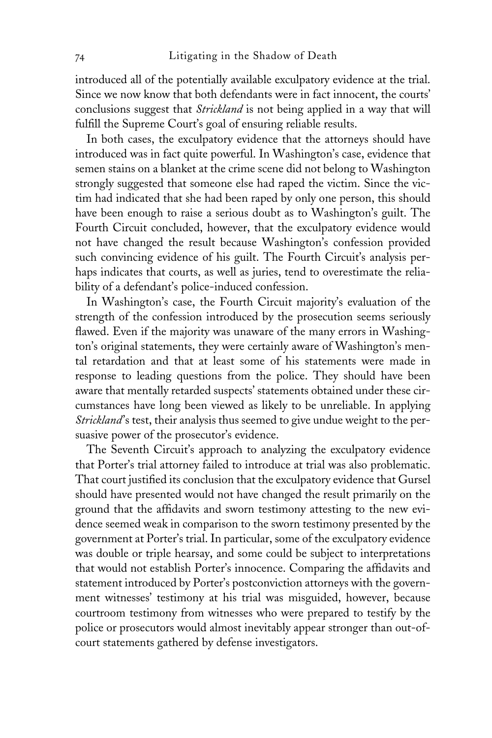introduced all of the potentially available exculpatory evidence at the trial. Since we now know that both defendants were in fact innocent, the courts' conclusions suggest that *Strickland* is not being applied in a way that will fulfill the Supreme Court's goal of ensuring reliable results.

In both cases, the exculpatory evidence that the attorneys should have introduced was in fact quite powerful. In Washington's case, evidence that semen stains on a blanket at the crime scene did not belong to Washington strongly suggested that someone else had raped the victim. Since the victim had indicated that she had been raped by only one person, this should have been enough to raise a serious doubt as to Washington's guilt. The Fourth Circuit concluded, however, that the exculpatory evidence would not have changed the result because Washington's confession provided such convincing evidence of his guilt. The Fourth Circuit's analysis perhaps indicates that courts, as well as juries, tend to overestimate the reliability of a defendant's police-induced confession.

In Washington's case, the Fourth Circuit majority's evaluation of the strength of the confession introduced by the prosecution seems seriously flawed. Even if the majority was unaware of the many errors in Washington's original statements, they were certainly aware of Washington's mental retardation and that at least some of his statements were made in response to leading questions from the police. They should have been aware that mentally retarded suspects' statements obtained under these circumstances have long been viewed as likely to be unreliable. In applying *Strickland*'s test, their analysis thus seemed to give undue weight to the persuasive power of the prosecutor's evidence.

The Seventh Circuit's approach to analyzing the exculpatory evidence that Porter's trial attorney failed to introduce at trial was also problematic. That court justified its conclusion that the exculpatory evidence that Gursel should have presented would not have changed the result primarily on the ground that the affidavits and sworn testimony attesting to the new evidence seemed weak in comparison to the sworn testimony presented by the government at Porter's trial. In particular, some of the exculpatory evidence was double or triple hearsay, and some could be subject to interpretations that would not establish Porter's innocence. Comparing the affidavits and statement introduced by Porter's postconviction attorneys with the government witnesses' testimony at his trial was misguided, however, because courtroom testimony from witnesses who were prepared to testify by the police or prosecutors would almost inevitably appear stronger than out-of-court statements gathered by defense investigators.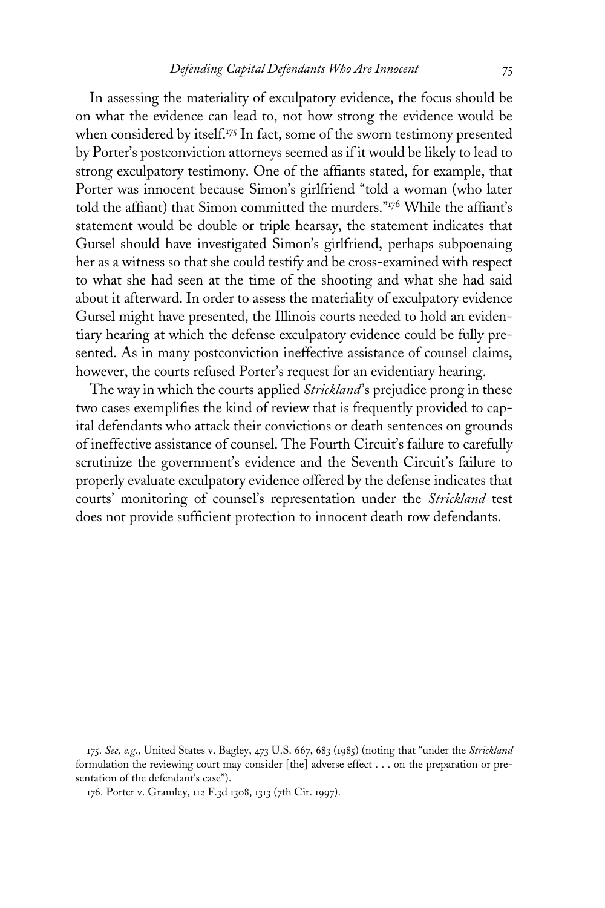In assessing the materiality of exculpatory evidence, the focus should be on what the evidence can lead to, not how strong the evidence would be when considered by itself.[175] In fact, some of the sworn testimony presented by Porter's postconviction attorneys seemed as if it would be likely to lead to strong exculpatory testimony. One of the affiants stated, for example, that Porter was innocent because Simon's girlfriend "told a woman (who later told the affiant) that Simon committed the murders."[176] While the affiant's statement would be double or triple hearsay, the statement indicates that Gursel should have investigated Simon's girlfriend, perhaps subpoenaing her as a witness so that she could testify and be cross-examined with respect to what she had seen at the time of the shooting and what she had said about it afterward. In order to assess the materiality of exculpatory evidence Gursel might have presented, the Illinois courts needed to hold an evidentiary hearing at which the defense exculpatory evidence could be fully presented. As in many postconviction ineffective assistance of counsel claims, however, the courts refused Porter's request for an evidentiary hearing.

The way in which the courts applied *Strickland*'s prejudice prong in these two cases exemplifies the kind of review that is frequently provided to capital defendants who attack their convictions or death sentences on grounds of ineffective assistance of counsel. The Fourth Circuit's failure to carefully scrutinize the government's evidence and the Seventh Circuit's failure to properly evaluate exculpatory evidence offered by the defense indicates that courts' monitoring of counsel's representation under the *Strickland* test does not provide sufficient protection to innocent death row defendants.

175. *See, e.g.*, United States v. Bagley, 473 U.S. 667, 683 (1985) (noting that "under the *Strickland* formulation the reviewing court may consider [the] adverse effect . . . on the preparation or presentation of the defendant's case").

176. Porter v. Gramley, 112 F.3d 1308, 1313 (7th Cir. 1997).